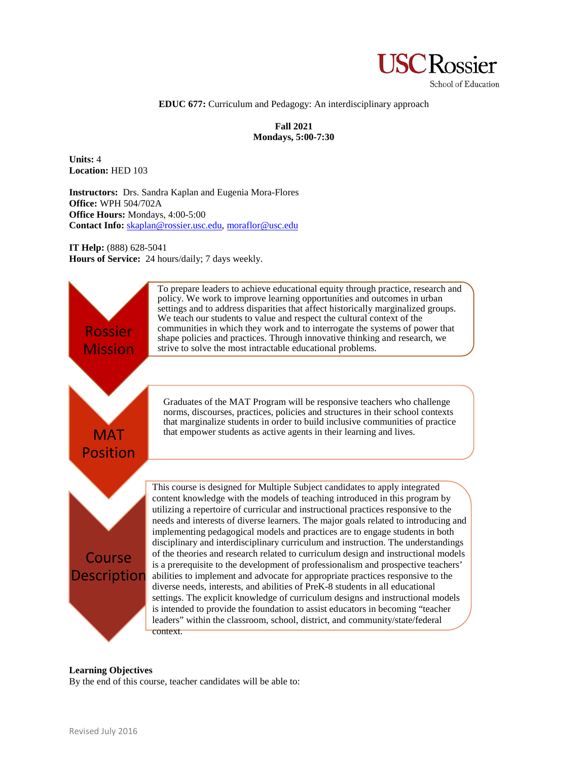USC Rossier School of Education

**EDUC 677:** Curriculum and Pedagogy: An interdisciplinary approach

**Fall 2021**
**Mondays, 5:00-7:30**

**Units:** 4
**Location:** HED 103

**Instructors:** Drs. Sandra Kaplan and Eugenia Mora-Flores
**Office:** WPH 504/702A
**Office Hours:** Mondays, 4:00-5:00
**Contact Info:** skaplan@rossier.usc.edu, moraflor@usc.edu

**IT Help:** (888) 628-5041
**Hours of Service:** 24 hours/daily; 7 days weekly.

**Rossier Mission**

To prepare leaders to achieve educational equity through practice, research and policy. We work to improve learning opportunities and outcomes in urban settings and to address disparities that affect historically marginalized groups. We teach our students to value and respect the cultural context of the communities in which they work and to interrogate the systems of power that shape policies and practices. Through innovative thinking and research, we strive to solve the most intractable educational problems.

**MAT Position**

Graduates of the MAT Program will be responsive teachers who challenge norms, discourses, practices, policies and structures in their school contexts that marginalize students in order to build inclusive communities of practice that empower students as active agents in their learning and lives.

**Course Description**

This course is designed for Multiple Subject candidates to apply integrated content knowledge with the models of teaching introduced in this program by utilizing a repertoire of curricular and instructional practices responsive to the needs and interests of diverse learners. The major goals related to introducing and implementing pedagogical models and practices are to engage students in both disciplinary and interdisciplinary curriculum and instruction. The understandings of the theories and research related to curriculum design and instructional models is a prerequisite to the development of professionalism and prospective teachers' abilities to implement and advocate for appropriate practices responsive to the diverse needs, interests, and abilities of PreK-8 students in all educational settings. The explicit knowledge of curriculum designs and instructional models is intended to provide the foundation to assist educators in becoming "teacher leaders" within the classroom, school, district, and community/state/federal context.

**Learning Objectives**
By the end of this course, teacher candidates will be able to: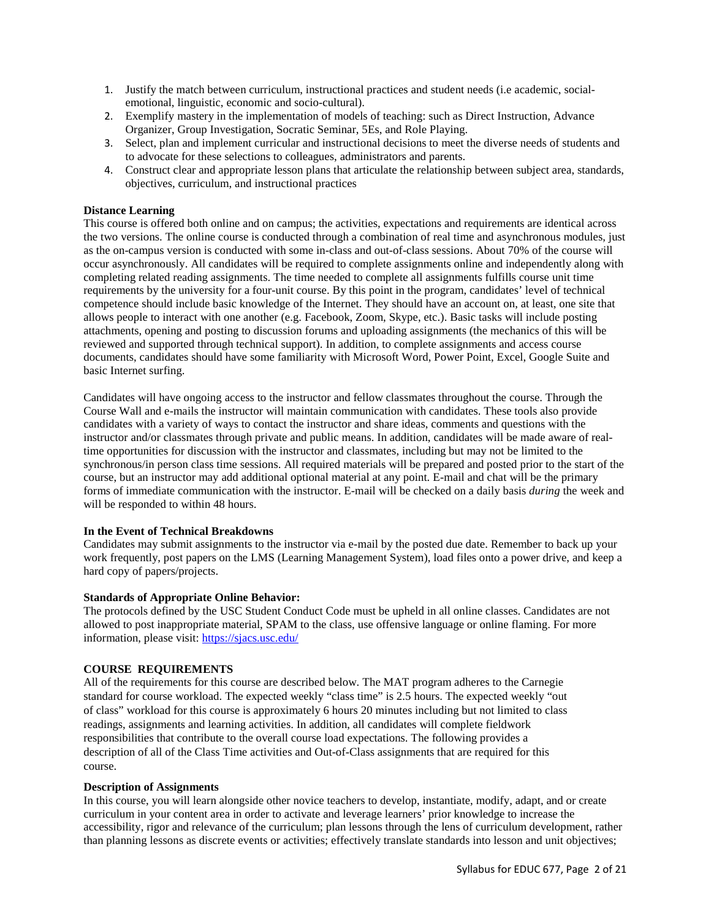1. Justify the match between curriculum, instructional practices and student needs (i.e academic, social-emotional, linguistic, economic and socio-cultural).
2. Exemplify mastery in the implementation of models of teaching: such as Direct Instruction, Advance Organizer, Group Investigation, Socratic Seminar, 5Es, and Role Playing.
3. Select, plan and implement curricular and instructional decisions to meet the diverse needs of students and to advocate for these selections to colleagues, administrators and parents.
4. Construct clear and appropriate lesson plans that articulate the relationship between subject area, standards, objectives, curriculum, and instructional practices

**Distance Learning**

This course is offered both online and on campus; the activities, expectations and requirements are identical across the two versions. The online course is conducted through a combination of real time and asynchronous modules, just as the on-campus version is conducted with some in-class and out-of-class sessions. About 70% of the course will occur asynchronously. All candidates will be required to complete assignments online and independently along with completing related reading assignments. The time needed to complete all assignments fulfills course unit time requirements by the university for a four-unit course. By this point in the program, candidates' level of technical competence should include basic knowledge of the Internet. They should have an account on, at least, one site that allows people to interact with one another (e.g. Facebook, Zoom, Skype, etc.). Basic tasks will include posting attachments, opening and posting to discussion forums and uploading assignments (the mechanics of this will be reviewed and supported through technical support). In addition, to complete assignments and access course documents, candidates should have some familiarity with Microsoft Word, Power Point, Excel, Google Suite and basic Internet surfing.

Candidates will have ongoing access to the instructor and fellow classmates throughout the course. Through the Course Wall and e-mails the instructor will maintain communication with candidates. These tools also provide candidates with a variety of ways to contact the instructor and share ideas, comments and questions with the instructor and/or classmates through private and public means. In addition, candidates will be made aware of real-time opportunities for discussion with the instructor and classmates, including but may not be limited to the synchronous/in person class time sessions. All required materials will be prepared and posted prior to the start of the course, but an instructor may add additional optional material at any point. E-mail and chat will be the primary forms of immediate communication with the instructor. E-mail will be checked on a daily basis *during* the week and will be responded to within 48 hours.

**In the Event of Technical Breakdowns**

Candidates may submit assignments to the instructor via e-mail by the posted due date. Remember to back up your work frequently, post papers on the LMS (Learning Management System), load files onto a power drive, and keep a hard copy of papers/projects.

**Standards of Appropriate Online Behavior:**

The protocols defined by the USC Student Conduct Code must be upheld in all online classes. Candidates are not allowed to post inappropriate material, SPAM to the class, use offensive language or online flaming. For more information, please visit: https://sjacs.usc.edu/

**COURSE REQUIREMENTS**

All of the requirements for this course are described below. The MAT program adheres to the Carnegie standard for course workload. The expected weekly "class time" is 2.5 hours. The expected weekly "out of class" workload for this course is approximately 6 hours 20 minutes including but not limited to class readings, assignments and learning activities. In addition, all candidates will complete fieldwork responsibilities that contribute to the overall course load expectations. The following provides a description of all of the Class Time activities and Out-of-Class assignments that are required for this course.

**Description of Assignments**

In this course, you will learn alongside other novice teachers to develop, instantiate, modify, adapt, and or create curriculum in your content area in order to activate and leverage learners' prior knowledge to increase the accessibility, rigor and relevance of the curriculum; plan lessons through the lens of curriculum development, rather than planning lessons as discrete events or activities; effectively translate standards into lesson and unit objectives;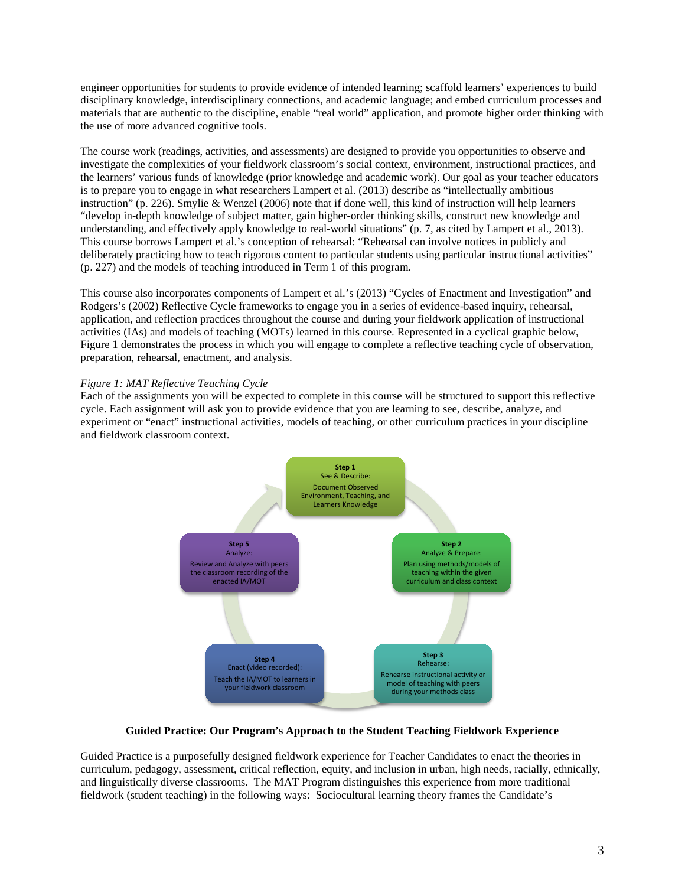engineer opportunities for students to provide evidence of intended learning; scaffold learners' experiences to build disciplinary knowledge, interdisciplinary connections, and academic language; and embed curriculum processes and materials that are authentic to the discipline, enable "real world" application, and promote higher order thinking with the use of more advanced cognitive tools.

The course work (readings, activities, and assessments) are designed to provide you opportunities to observe and investigate the complexities of your fieldwork classroom's social context, environment, instructional practices, and the learners' various funds of knowledge (prior knowledge and academic work). Our goal as your teacher educators is to prepare you to engage in what researchers Lampert et al. (2013) describe as "intellectually ambitious instruction" (p. 226). Smylie & Wenzel (2006) note that if done well, this kind of instruction will help learners "develop in-depth knowledge of subject matter, gain higher-order thinking skills, construct new knowledge and understanding, and effectively apply knowledge to real-world situations" (p. 7, as cited by Lampert et al., 2013). This course borrows Lampert et al.'s conception of rehearsal: "Rehearsal can involve notices in publicly and deliberately practicing how to teach rigorous content to particular students using particular instructional activities" (p. 227) and the models of teaching introduced in Term 1 of this program.

This course also incorporates components of Lampert et al.'s (2013) "Cycles of Enactment and Investigation" and Rodgers's (2002) Reflective Cycle frameworks to engage you in a series of evidence-based inquiry, rehearsal, application, and reflection practices throughout the course and during your fieldwork application of instructional activities (IAs) and models of teaching (MOTs) learned in this course. Represented in a cyclical graphic below, Figure 1 demonstrates the process in which you will engage to complete a reflective teaching cycle of observation, preparation, rehearsal, enactment, and analysis.

*Figure 1: MAT Reflective Teaching Cycle*

Each of the assignments you will be expected to complete in this course will be structured to support this reflective cycle. Each assignment will ask you to provide evidence that you are learning to see, describe, analyze, and experiment or "enact" instructional activities, models of teaching, or other curriculum practices in your discipline and fieldwork classroom context.

**Step 1**
See & Describe:
Document Observed Environment, Teaching, and Learners Knowledge

**Step 2**
Analyze & Prepare:
Plan using methods/models of teaching within the given curriculum and class context

**Step 3**
Rehearse:
Rehearse instructional activity or model of teaching with peers during your methods class

**Step 4**
Enact (video recorded):
Teach the IA/MOT to learners in your fieldwork classroom

**Step 5**
Analyze:
Review and Analyze with peers the classroom recording of the enacted IA/MOT

**Guided Practice: Our Program's Approach to the Student Teaching Fieldwork Experience**

Guided Practice is a purposefully designed fieldwork experience for Teacher Candidates to enact the theories in curriculum, pedagogy, assessment, critical reflection, equity, and inclusion in urban, high needs, racially, ethnically, and linguistically diverse classrooms. The MAT Program distinguishes this experience from more traditional fieldwork (student teaching) in the following ways: Sociocultural learning theory frames the Candidate's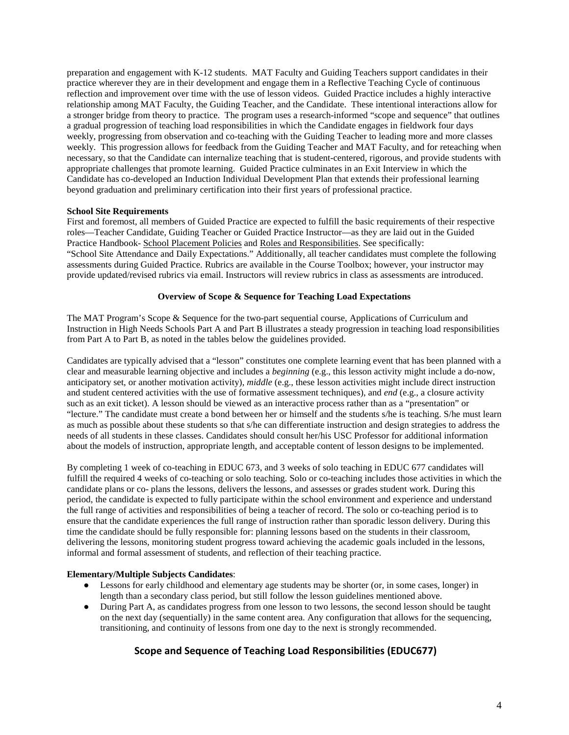preparation and engagement with K-12 students. MAT Faculty and Guiding Teachers support candidates in their practice wherever they are in their development and engage them in a Reflective Teaching Cycle of continuous reflection and improvement over time with the use of lesson videos. Guided Practice includes a highly interactive relationship among MAT Faculty, the Guiding Teacher, and the Candidate. These intentional interactions allow for a stronger bridge from theory to practice. The program uses a research-informed "scope and sequence" that outlines a gradual progression of teaching load responsibilities in which the Candidate engages in fieldwork four days weekly, progressing from observation and co-teaching with the Guiding Teacher to leading more and more classes weekly. This progression allows for feedback from the Guiding Teacher and MAT Faculty, and for reteaching when necessary, so that the Candidate can internalize teaching that is student-centered, rigorous, and provide students with appropriate challenges that promote learning. Guided Practice culminates in an Exit Interview in which the Candidate has co-developed an Induction Individual Development Plan that extends their professional learning beyond graduation and preliminary certification into their first years of professional practice.

**School Site Requirements**

First and foremost, all members of Guided Practice are expected to fulfill the basic requirements of their respective roles—Teacher Candidate, Guiding Teacher or Guided Practice Instructor—as they are laid out in the Guided Practice Handbook- School Placement Policies and Roles and Responsibilities. See specifically: "School Site Attendance and Daily Expectations." Additionally, all teacher candidates must complete the following assessments during Guided Practice. Rubrics are available in the Course Toolbox; however, your instructor may provide updated/revised rubrics via email. Instructors will review rubrics in class as assessments are introduced.

**Overview of Scope & Sequence for Teaching Load Expectations**

The MAT Program's Scope & Sequence for the two-part sequential course, Applications of Curriculum and Instruction in High Needs Schools Part A and Part B illustrates a steady progression in teaching load responsibilities from Part A to Part B, as noted in the tables below the guidelines provided.

Candidates are typically advised that a "lesson" constitutes one complete learning event that has been planned with a clear and measurable learning objective and includes a *beginning* (e.g., this lesson activity might include a do-now, anticipatory set, or another motivation activity), *middle* (e.g., these lesson activities might include direct instruction and student centered activities with the use of formative assessment techniques), and *end* (e.g., a closure activity such as an exit ticket). A lesson should be viewed as an interactive process rather than as a "presentation" or "lecture." The candidate must create a bond between her or himself and the students s/he is teaching. S/he must learn as much as possible about these students so that s/he can differentiate instruction and design strategies to address the needs of all students in these classes. Candidates should consult her/his USC Professor for additional information about the models of instruction, appropriate length, and acceptable content of lesson designs to be implemented.

By completing 1 week of co-teaching in EDUC 673, and 3 weeks of solo teaching in EDUC 677 candidates will fulfill the required 4 weeks of co-teaching or solo teaching. Solo or co-teaching includes those activities in which the candidate plans or co- plans the lessons, delivers the lessons, and assesses or grades student work. During this period, the candidate is expected to fully participate within the school environment and experience and understand the full range of activities and responsibilities of being a teacher of record. The solo or co-teaching period is to ensure that the candidate experiences the full range of instruction rather than sporadic lesson delivery. During this time the candidate should be fully responsible for: planning lessons based on the students in their classroom, delivering the lessons, monitoring student progress toward achieving the academic goals included in the lessons, informal and formal assessment of students, and reflection of their teaching practice.

**Elementary/Multiple Subjects Candidates**:

- Lessons for early childhood and elementary age students may be shorter (or, in some cases, longer) in length than a secondary class period, but still follow the lesson guidelines mentioned above.
- During Part A, as candidates progress from one lesson to two lessons, the second lesson should be taught on the next day (sequentially) in the same content area. Any configuration that allows for the sequencing, transitioning, and continuity of lessons from one day to the next is strongly recommended.

## Scope and Sequence of Teaching Load Responsibilities (EDUC677)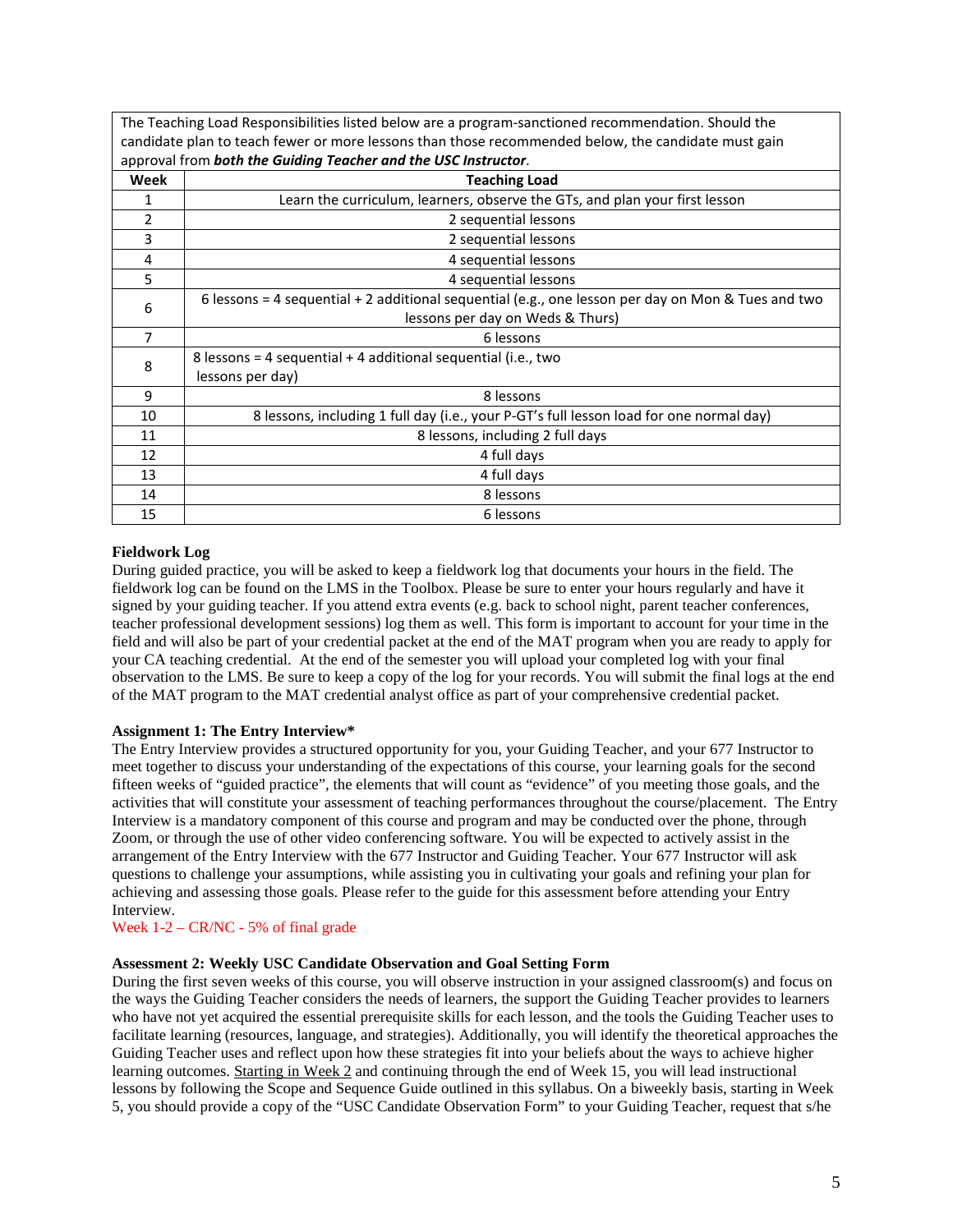| The Teaching Load Responsibilities listed below are a program-sanctioned recommendation. Should the candidate plan to teach fewer or more lessons than those recommended below, the candidate must gain approval from ***both the Guiding Teacher and the USC Instructor***. | |
|---|---|
| **Week** | **Teaching Load** |
| 1 | Learn the curriculum, learners, observe the GTs, and plan your first lesson |
| 2 | 2 sequential lessons |
| 3 | 2 sequential lessons |
| 4 | 4 sequential lessons |
| 5 | 4 sequential lessons |
| 6 | 6 lessons = 4 sequential + 2 additional sequential (e.g., one lesson per day on Mon & Tues and two lessons per day on Weds & Thurs) |
| 7 | 6 lessons |
| 8 | 8 lessons = 4 sequential + 4 additional sequential (i.e., two lessons per day) |
| 9 | 8 lessons |
| 10 | 8 lessons, including 1 full day (i.e., your P-GT's full lesson load for one normal day) |
| 11 | 8 lessons, including 2 full days |
| 12 | 4 full days |
| 13 | 4 full days |
| 14 | 8 lessons |
| 15 | 6 lessons |

**Fieldwork Log**

During guided practice, you will be asked to keep a fieldwork log that documents your hours in the field. The fieldwork log can be found on the LMS in the Toolbox. Please be sure to enter your hours regularly and have it signed by your guiding teacher. If you attend extra events (e.g. back to school night, parent teacher conferences, teacher professional development sessions) log them as well. This form is important to account for your time in the field and will also be part of your credential packet at the end of the MAT program when you are ready to apply for your CA teaching credential. At the end of the semester you will upload your completed log with your final observation to the LMS. Be sure to keep a copy of the log for your records. You will submit the final logs at the end of the MAT program to the MAT credential analyst office as part of your comprehensive credential packet.

**Assignment 1: The Entry Interview***

The Entry Interview provides a structured opportunity for you, your Guiding Teacher, and your 677 Instructor to meet together to discuss your understanding of the expectations of this course, your learning goals for the second fifteen weeks of "guided practice", the elements that will count as "evidence" of you meeting those goals, and the activities that will constitute your assessment of teaching performances throughout the course/placement. The Entry Interview is a mandatory component of this course and program and may be conducted over the phone, through Zoom, or through the use of other video conferencing software. You will be expected to actively assist in the arrangement of the Entry Interview with the 677 Instructor and Guiding Teacher. Your 677 Instructor will ask questions to challenge your assumptions, while assisting you in cultivating your goals and refining your plan for achieving and assessing those goals. Please refer to the guide for this assessment before attending your Entry Interview.

Week 1-2 – CR/NC - 5% of final grade

**Assessment 2: Weekly USC Candidate Observation and Goal Setting Form**

During the first seven weeks of this course, you will observe instruction in your assigned classroom(s) and focus on the ways the Guiding Teacher considers the needs of learners, the support the Guiding Teacher provides to learners who have not yet acquired the essential prerequisite skills for each lesson, and the tools the Guiding Teacher uses to facilitate learning (resources, language, and strategies). Additionally, you will identify the theoretical approaches the Guiding Teacher uses and reflect upon how these strategies fit into your beliefs about the ways to achieve higher learning outcomes. Starting in Week 2 and continuing through the end of Week 15, you will lead instructional lessons by following the Scope and Sequence Guide outlined in this syllabus. On a biweekly basis, starting in Week 5, you should provide a copy of the "USC Candidate Observation Form" to your Guiding Teacher, request that s/he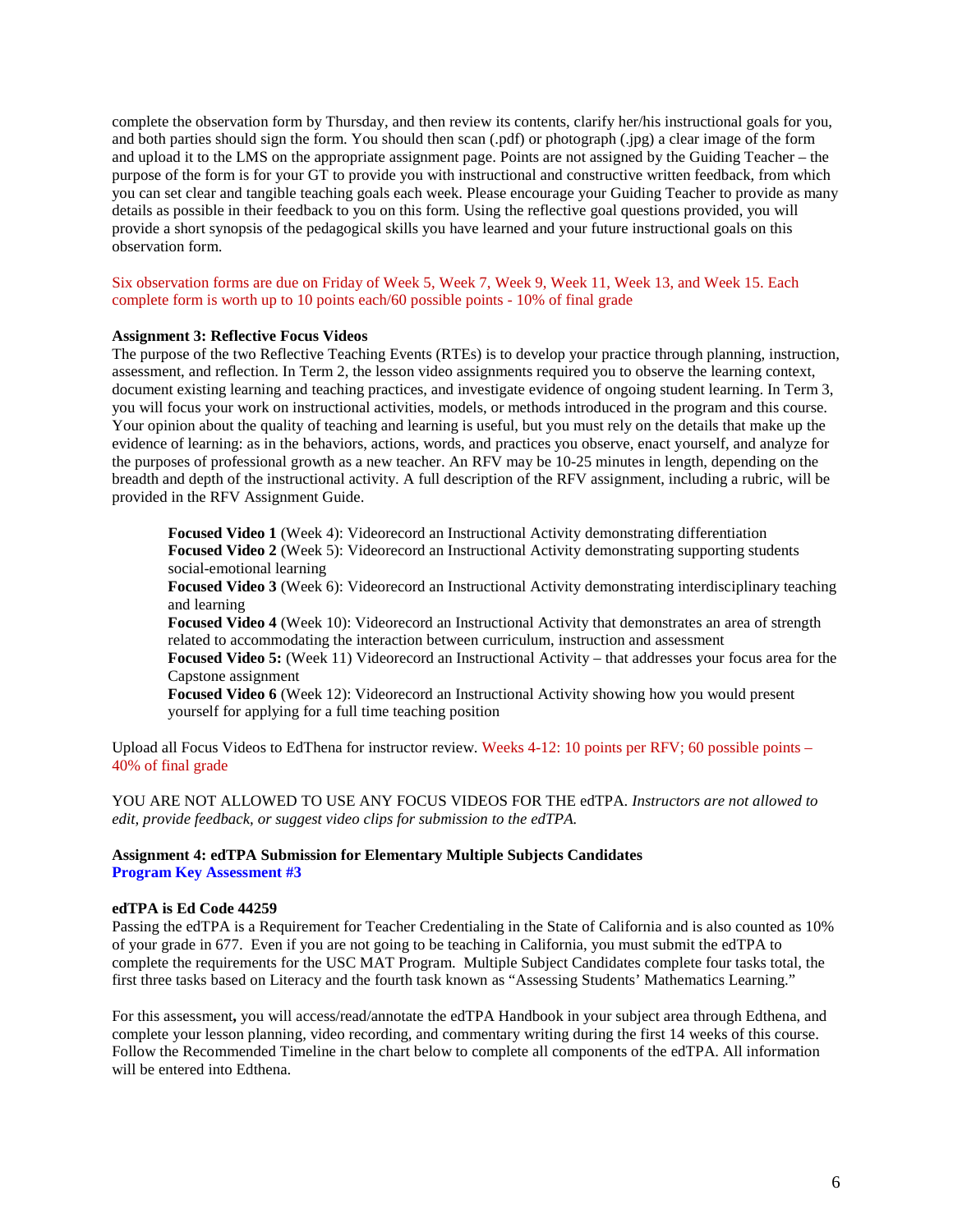complete the observation form by Thursday, and then review its contents, clarify her/his instructional goals for you, and both parties should sign the form. You should then scan (.pdf) or photograph (.jpg) a clear image of the form and upload it to the LMS on the appropriate assignment page. Points are not assigned by the Guiding Teacher – the purpose of the form is for your GT to provide you with instructional and constructive written feedback, from which you can set clear and tangible teaching goals each week. Please encourage your Guiding Teacher to provide as many details as possible in their feedback to you on this form. Using the reflective goal questions provided, you will provide a short synopsis of the pedagogical skills you have learned and your future instructional goals on this observation form.

Six observation forms are due on Friday of Week 5, Week 7, Week 9, Week 11, Week 13, and Week 15. Each complete form is worth up to 10 points each/60 possible points - 10% of final grade

**Assignment 3: Reflective Focus Videos**

The purpose of the two Reflective Teaching Events (RTEs) is to develop your practice through planning, instruction, assessment, and reflection. In Term 2, the lesson video assignments required you to observe the learning context, document existing learning and teaching practices, and investigate evidence of ongoing student learning. In Term 3, you will focus your work on instructional activities, models, or methods introduced in the program and this course. Your opinion about the quality of teaching and learning is useful, but you must rely on the details that make up the evidence of learning: as in the behaviors, actions, words, and practices you observe, enact yourself, and analyze for the purposes of professional growth as a new teacher. An RFV may be 10-25 minutes in length, depending on the breadth and depth of the instructional activity. A full description of the RFV assignment, including a rubric, will be provided in the RFV Assignment Guide.

> **Focused Video 1** (Week 4): Videorecord an Instructional Activity demonstrating differentiation
> **Focused Video 2** (Week 5): Videorecord an Instructional Activity demonstrating supporting students social-emotional learning
> **Focused Video 3** (Week 6): Videorecord an Instructional Activity demonstrating interdisciplinary teaching and learning
> **Focused Video 4** (Week 10): Videorecord an Instructional Activity that demonstrates an area of strength related to accommodating the interaction between curriculum, instruction and assessment
> **Focused Video 5:** (Week 11) Videorecord an Instructional Activity – that addresses your focus area for the Capstone assignment
> **Focused Video 6** (Week 12): Videorecord an Instructional Activity showing how you would present yourself for applying for a full time teaching position

Upload all Focus Videos to EdThena for instructor review. Weeks 4-12: 10 points per RFV; 60 possible points – 40% of final grade

YOU ARE NOT ALLOWED TO USE ANY FOCUS VIDEOS FOR THE edTPA. *Instructors are not allowed to edit, provide feedback, or suggest video clips for submission to the edTPA.*

**Assignment 4: edTPA Submission for Elementary Multiple Subjects Candidates**
**Program Key Assessment #3**

**edTPA is Ed Code 44259**

Passing the edTPA is a Requirement for Teacher Credentialing in the State of California and is also counted as 10% of your grade in 677. Even if you are not going to be teaching in California, you must submit the edTPA to complete the requirements for the USC MAT Program. Multiple Subject Candidates complete four tasks total, the first three tasks based on Literacy and the fourth task known as "Assessing Students' Mathematics Learning."

For this assessment**,** you will access/read/annotate the edTPA Handbook in your subject area through Edthena, and complete your lesson planning, video recording, and commentary writing during the first 14 weeks of this course. Follow the Recommended Timeline in the chart below to complete all components of the edTPA. All information will be entered into Edthena.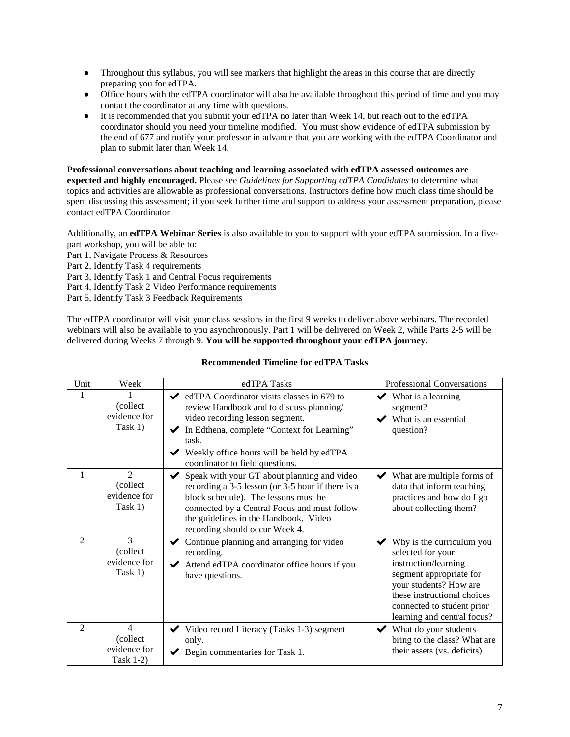- Throughout this syllabus, you will see markers that highlight the areas in this course that are directly preparing you for edTPA.
- Office hours with the edTPA coordinator will also be available throughout this period of time and you may contact the coordinator at any time with questions.
- It is recommended that you submit your edTPA no later than Week 14, but reach out to the edTPA coordinator should you need your timeline modified. You must show evidence of edTPA submission by the end of 677 and notify your professor in advance that you are working with the edTPA Coordinator and plan to submit later than Week 14.

**Professional conversations about teaching and learning associated with edTPA assessed outcomes are expected and highly encouraged.** Please see *Guidelines for Supporting edTPA Candidates* to determine what topics and activities are allowable as professional conversations. Instructors define how much class time should be spent discussing this assessment; if you seek further time and support to address your assessment preparation, please contact edTPA Coordinator.

Additionally, an **edTPA Webinar Series** is also available to you to support with your edTPA submission. In a five-part workshop, you will be able to:
Part 1, Navigate Process & Resources
Part 2, Identify Task 4 requirements
Part 3, Identify Task 1 and Central Focus requirements
Part 4, Identify Task 2 Video Performance requirements
Part 5, Identify Task 3 Feedback Requirements

The edTPA coordinator will visit your class sessions in the first 9 weeks to deliver above webinars. The recorded webinars will also be available to you asynchronously. Part 1 will be delivered on Week 2, while Parts 2-5 will be delivered during Weeks 7 through 9. **You will be supported throughout your edTPA journey.**

**Recommended Timeline for edTPA Tasks**

| Unit | Week | edTPA Tasks | Professional Conversations |
|---|---|---|---|
| 1 | 1 (collect evidence for Task 1) | ✔ edTPA Coordinator visits classes in 679 to review Handbook and to discuss planning/ video recording lesson segment.<br>✔ In Edthena, complete "Context for Learning" task.<br>✔ Weekly office hours will be held by edTPA coordinator to field questions. | ✔ What is a learning segment?<br>✔ What is an essential question? |
| 1 | 2 (collect evidence for Task 1) | ✔ Speak with your GT about planning and video recording a 3-5 lesson (or 3-5 hour if there is a block schedule). The lessons must be connected by a Central Focus and must follow the guidelines in the Handbook. Video recording should occur Week 4. | ✔ What are multiple forms of data that inform teaching practices and how do I go about collecting them? |
| 2 | 3 (collect evidence for Task 1) | ✔ Continue planning and arranging for video recording.<br>✔ Attend edTPA coordinator office hours if you have questions. | ✔ Why is the curriculum you selected for your instruction/learning segment appropriate for your students? How are these instructional choices connected to student prior learning and central focus? |
| 2 | 4 (collect evidence for Task 1-2) | ✔ Video record Literacy (Tasks 1-3) segment only.<br>✔ Begin commentaries for Task 1. | ✔ What do your students bring to the class? What are their assets (vs. deficits) |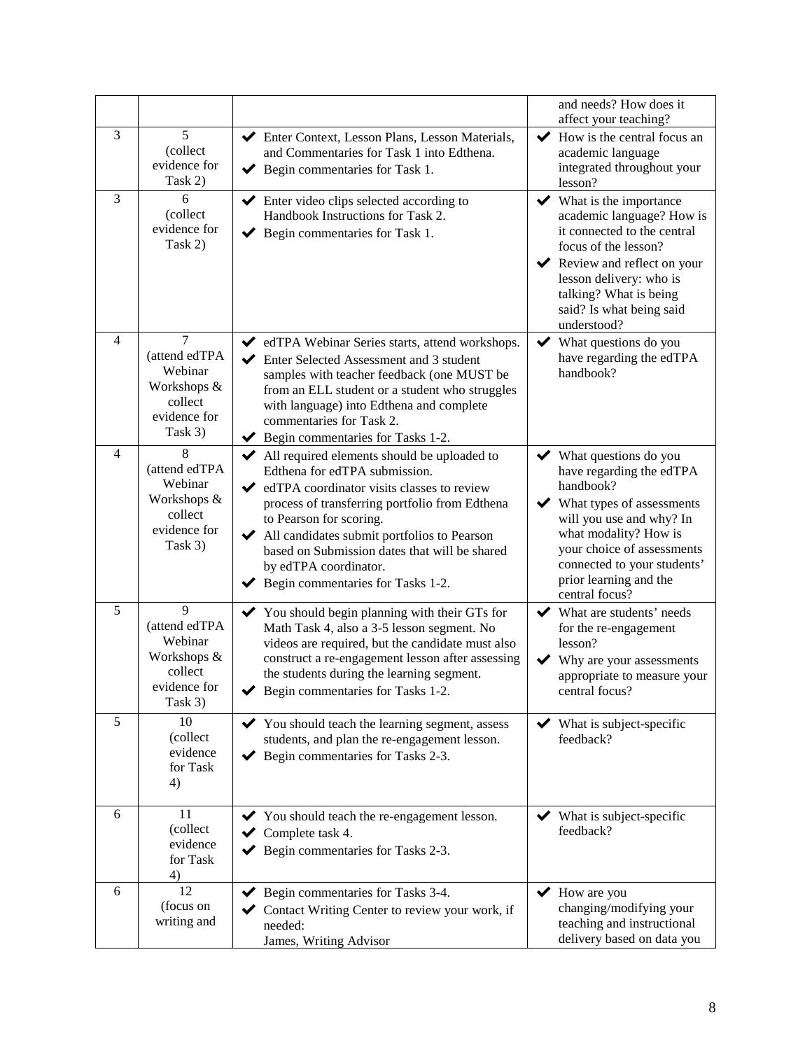| | | | |
|---|---|---|---|
| | | | and needs? How does it affect your teaching? |
| 3 | 5 (collect evidence for Task 2) | ✔ Enter Context, Lesson Plans, Lesson Materials, and Commentaries for Task 1 into Edthena.<br>✔ Begin commentaries for Task 1. | ✔ How is the central focus an academic language integrated throughout your lesson? |
| 3 | 6 (collect evidence for Task 2) | ✔ Enter video clips selected according to Handbook Instructions for Task 2.<br>✔ Begin commentaries for Task 1. | ✔ What is the importance academic language? How is it connected to the central focus of the lesson?<br>✔ Review and reflect on your lesson delivery: who is talking? What is being said? Is what being said understood? |
| 4 | 7 (attend edTPA Webinar Workshops & collect evidence for Task 3) | ✔ edTPA Webinar Series starts, attend workshops.<br>✔ Enter Selected Assessment and 3 student samples with teacher feedback (one MUST be from an ELL student or a student who struggles with language) into Edthena and complete commentaries for Task 2.<br>✔ Begin commentaries for Tasks 1-2. | ✔ What questions do you have regarding the edTPA handbook? |
| 4 | 8 (attend edTPA Webinar Workshops & collect evidence for Task 3) | ✔ All required elements should be uploaded to Edthena for edTPA submission.<br>✔ edTPA coordinator visits classes to review process of transferring portfolio from Edthena to Pearson for scoring.<br>✔ All candidates submit portfolios to Pearson based on Submission dates that will be shared by edTPA coordinator.<br>✔ Begin commentaries for Tasks 1-2. | ✔ What questions do you have regarding the edTPA handbook?<br>✔ What types of assessments will you use and why? In what modality? How is your choice of assessments connected to your students' prior learning and the central focus? |
| 5 | 9 (attend edTPA Webinar Workshops & collect evidence for Task 3) | ✔ You should begin planning with their GTs for Math Task 4, also a 3-5 lesson segment. No videos are required, but the candidate must also construct a re-engagement lesson after assessing the students during the learning segment.<br>✔ Begin commentaries for Tasks 1-2. | ✔ What are students' needs for the re-engagement lesson?<br>✔ Why are your assessments appropriate to measure your central focus? |
| 5 | 10 (collect evidence for Task 4) | ✔ You should teach the learning segment, assess students, and plan the re-engagement lesson.<br>✔ Begin commentaries for Tasks 2-3. | ✔ What is subject-specific feedback? |
| 6 | 11 (collect evidence for Task 4) | ✔ You should teach the re-engagement lesson.<br>✔ Complete task 4.<br>✔ Begin commentaries for Tasks 2-3. | ✔ What is subject-specific feedback? |
| 6 | 12 (focus on writing and | ✔ Begin commentaries for Tasks 3-4.<br>✔ Contact Writing Center to review your work, if needed:<br>James, Writing Advisor | ✔ How are you changing/modifying your teaching and instructional delivery based on data you |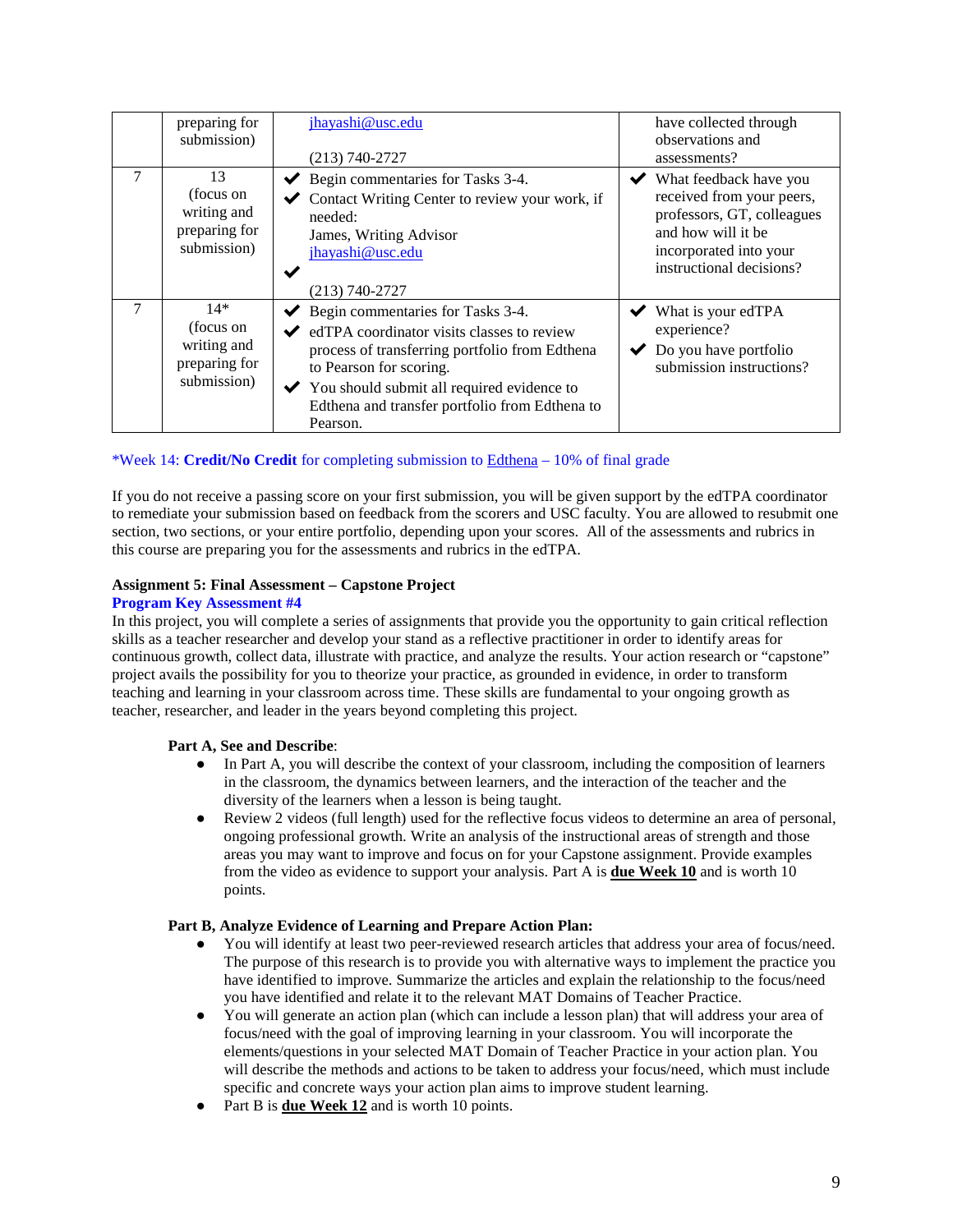| | | | |
|---|---|---|---|
| | preparing for submission) | jhayashi@usc.edu<br><br>(213) 740-2727 | have collected through observations and assessments? |
| 7 | 13<br>(focus on writing and preparing for submission) | ✔ Begin commentaries for Tasks 3-4.<br>✔ Contact Writing Center to review your work, if needed:<br>James, Writing Advisor<br>jhayashi@usc.edu<br>✔<br>(213) 740-2727 | ✔ What feedback have you received from your peers, professors, GT, colleagues and how will it be incorporated into your instructional decisions? |
| 7 | 14*<br>(focus on writing and preparing for submission) | ✔ Begin commentaries for Tasks 3-4.<br>✔ edTPA coordinator visits classes to review process of transferring portfolio from Edthena to Pearson for scoring.<br>✔ You should submit all required evidence to Edthena and transfer portfolio from Edthena to Pearson. | ✔ What is your edTPA experience?<br>✔ Do you have portfolio submission instructions? |

*Week 14: **Credit/No Credit** for completing submission to Edthena – 10% of final grade

If you do not receive a passing score on your first submission, you will be given support by the edTPA coordinator to remediate your submission based on feedback from the scorers and USC faculty. You are allowed to resubmit one section, two sections, or your entire portfolio, depending upon your scores. All of the assessments and rubrics in this course are preparing you for the assessments and rubrics in the edTPA.

**Assignment 5: Final Assessment – Capstone Project**
**Program Key Assessment #4**
In this project, you will complete a series of assignments that provide you the opportunity to gain critical reflection skills as a teacher researcher and develop your stand as a reflective practitioner in order to identify areas for continuous growth, collect data, illustrate with practice, and analyze the results. Your action research or "capstone" project avails the possibility for you to theorize your practice, as grounded in evidence, in order to transform teaching and learning in your classroom across time. These skills are fundamental to your ongoing growth as teacher, researcher, and leader in the years beyond completing this project.

**Part A, See and Describe**:

- In Part A, you will describe the context of your classroom, including the composition of learners in the classroom, the dynamics between learners, and the interaction of the teacher and the diversity of the learners when a lesson is being taught.
- Review 2 videos (full length) used for the reflective focus videos to determine an area of personal, ongoing professional growth. Write an analysis of the instructional areas of strength and those areas you may want to improve and focus on for your Capstone assignment. Provide examples from the video as evidence to support your analysis. Part A is **due Week 10** and is worth 10 points.

**Part B, Analyze Evidence of Learning and Prepare Action Plan:**

- You will identify at least two peer-reviewed research articles that address your area of focus/need. The purpose of this research is to provide you with alternative ways to implement the practice you have identified to improve. Summarize the articles and explain the relationship to the focus/need you have identified and relate it to the relevant MAT Domains of Teacher Practice.
- You will generate an action plan (which can include a lesson plan) that will address your area of focus/need with the goal of improving learning in your classroom. You will incorporate the elements/questions in your selected MAT Domain of Teacher Practice in your action plan. You will describe the methods and actions to be taken to address your focus/need, which must include specific and concrete ways your action plan aims to improve student learning.
- Part B is **due Week 12** and is worth 10 points.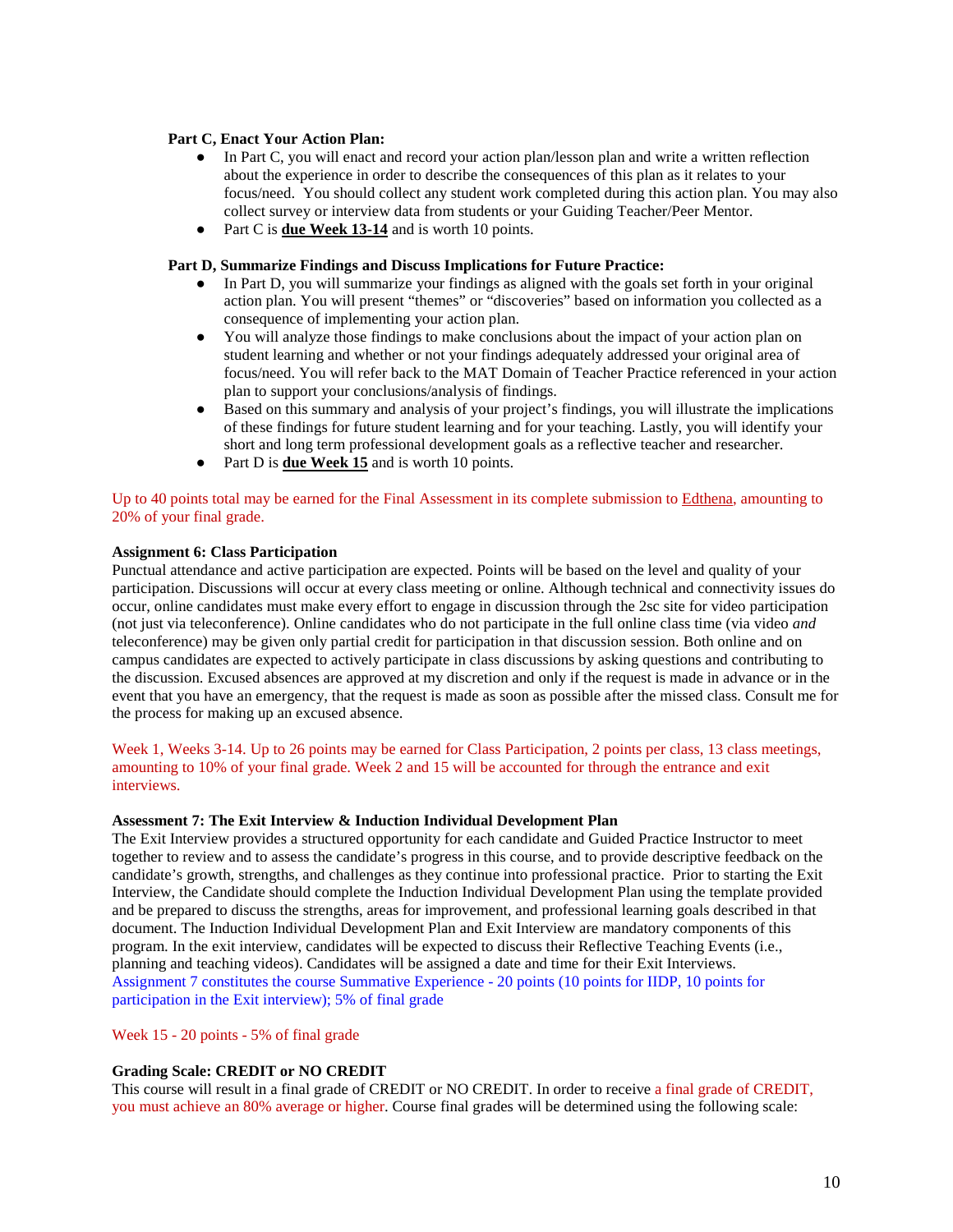**Part C, Enact Your Action Plan:**

- In Part C, you will enact and record your action plan/lesson plan and write a written reflection about the experience in order to describe the consequences of this plan as it relates to your focus/need. You should collect any student work completed during this action plan. You may also collect survey or interview data from students or your Guiding Teacher/Peer Mentor.
- Part C is **due Week 13-14** and is worth 10 points.

**Part D, Summarize Findings and Discuss Implications for Future Practice:**

- In Part D, you will summarize your findings as aligned with the goals set forth in your original action plan. You will present "themes" or "discoveries" based on information you collected as a consequence of implementing your action plan.
- You will analyze those findings to make conclusions about the impact of your action plan on student learning and whether or not your findings adequately addressed your original area of focus/need. You will refer back to the MAT Domain of Teacher Practice referenced in your action plan to support your conclusions/analysis of findings.
- Based on this summary and analysis of your project's findings, you will illustrate the implications of these findings for future student learning and for your teaching. Lastly, you will identify your short and long term professional development goals as a reflective teacher and researcher.
- Part D is **due Week 15** and is worth 10 points.

Up to 40 points total may be earned for the Final Assessment in its complete submission to Edthena, amounting to 20% of your final grade.

**Assignment 6: Class Participation**

Punctual attendance and active participation are expected. Points will be based on the level and quality of your participation. Discussions will occur at every class meeting or online. Although technical and connectivity issues do occur, online candidates must make every effort to engage in discussion through the 2sc site for video participation (not just via teleconference). Online candidates who do not participate in the full online class time (via video *and* teleconference) may be given only partial credit for participation in that discussion session. Both online and on campus candidates are expected to actively participate in class discussions by asking questions and contributing to the discussion. Excused absences are approved at my discretion and only if the request is made in advance or in the event that you have an emergency, that the request is made as soon as possible after the missed class. Consult me for the process for making up an excused absence.

Week 1, Weeks 3-14. Up to 26 points may be earned for Class Participation, 2 points per class, 13 class meetings, amounting to 10% of your final grade. Week 2 and 15 will be accounted for through the entrance and exit interviews.

**Assessment 7: The Exit Interview & Induction Individual Development Plan**

The Exit Interview provides a structured opportunity for each candidate and Guided Practice Instructor to meet together to review and to assess the candidate's progress in this course, and to provide descriptive feedback on the candidate's growth, strengths, and challenges as they continue into professional practice. Prior to starting the Exit Interview, the Candidate should complete the Induction Individual Development Plan using the template provided and be prepared to discuss the strengths, areas for improvement, and professional learning goals described in that document. The Induction Individual Development Plan and Exit Interview are mandatory components of this program. In the exit interview, candidates will be expected to discuss their Reflective Teaching Events (i.e., planning and teaching videos). Candidates will be assigned a date and time for their Exit Interviews. Assignment 7 constitutes the course Summative Experience - 20 points (10 points for IIDP, 10 points for participation in the Exit interview); 5% of final grade

Week 15 - 20 points - 5% of final grade

**Grading Scale: CREDIT or NO CREDIT**

This course will result in a final grade of CREDIT or NO CREDIT. In order to receive a final grade of CREDIT, you must achieve an 80% average or higher. Course final grades will be determined using the following scale: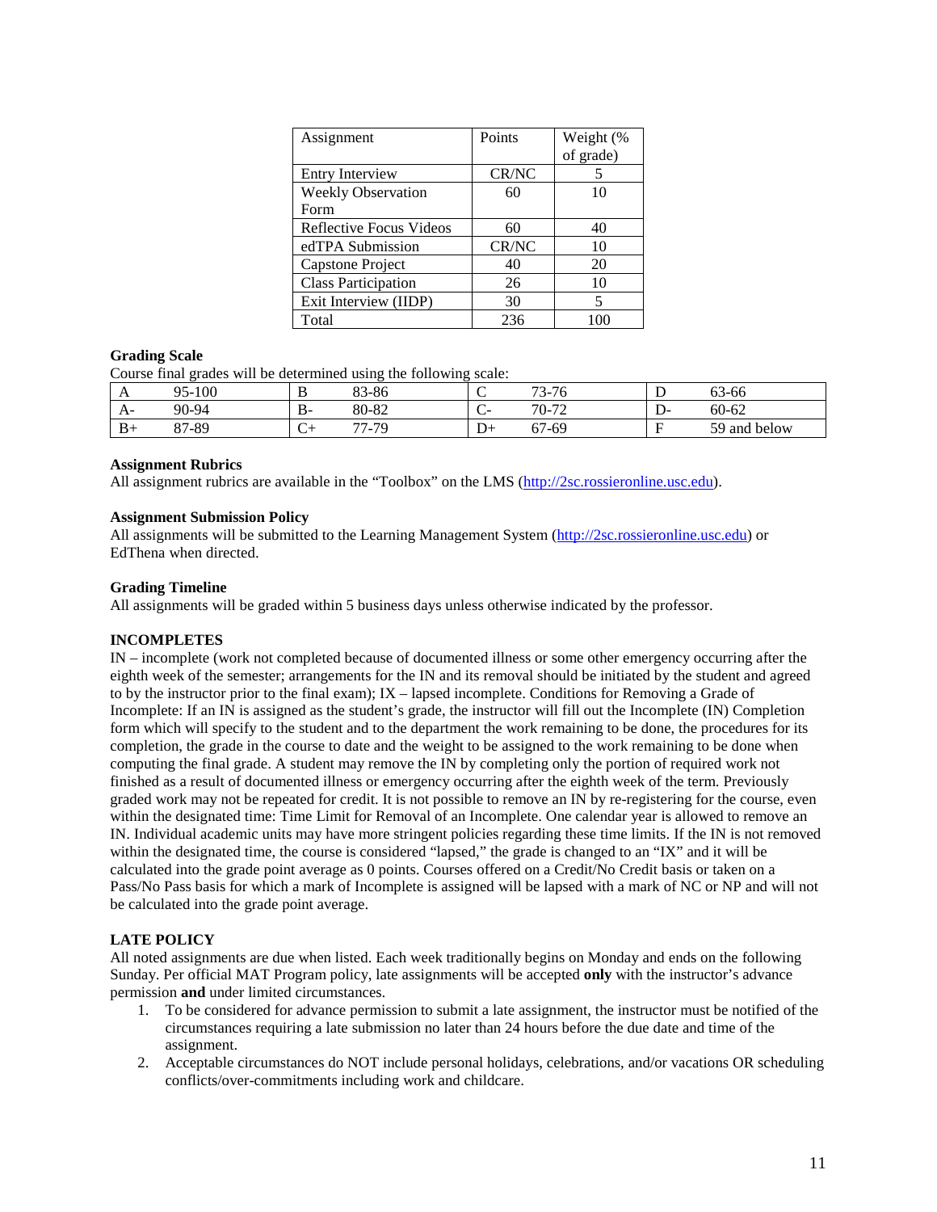| Assignment | Points | Weight (% of grade) |
|---|---|---|
| Entry Interview | CR/NC | 5 |
| Weekly Observation Form | 60 | 10 |
| Reflective Focus Videos | 60 | 40 |
| edTPA Submission | CR/NC | 10 |
| Capstone Project | 40 | 20 |
| Class Participation | 26 | 10 |
| Exit Interview (IIDP) | 30 | 5 |
| Total | 236 | 100 |

**Grading Scale**

Course final grades will be determined using the following scale:

| | | | | | | | |
|---|---|---|---|---|---|---|---|
| A | 95-100 | B | 83-86 | C | 73-76 | D | 63-66 |
| A- | 90-94 | B- | 80-82 | C- | 70-72 | D- | 60-62 |
| B+ | 87-89 | C+ | 77-79 | D+ | 67-69 | F | 59 and below |

**Assignment Rubrics**

All assignment rubrics are available in the "Toolbox" on the LMS (http://2sc.rossieronline.usc.edu).

**Assignment Submission Policy**

All assignments will be submitted to the Learning Management System (http://2sc.rossieronline.usc.edu) or EdThena when directed.

**Grading Timeline**

All assignments will be graded within 5 business days unless otherwise indicated by the professor.

**INCOMPLETES**

IN – incomplete (work not completed because of documented illness or some other emergency occurring after the eighth week of the semester; arrangements for the IN and its removal should be initiated by the student and agreed to by the instructor prior to the final exam); IX – lapsed incomplete. Conditions for Removing a Grade of Incomplete: If an IN is assigned as the student's grade, the instructor will fill out the Incomplete (IN) Completion form which will specify to the student and to the department the work remaining to be done, the procedures for its completion, the grade in the course to date and the weight to be assigned to the work remaining to be done when computing the final grade. A student may remove the IN by completing only the portion of required work not finished as a result of documented illness or emergency occurring after the eighth week of the term. Previously graded work may not be repeated for credit. It is not possible to remove an IN by re-registering for the course, even within the designated time: Time Limit for Removal of an Incomplete. One calendar year is allowed to remove an IN. Individual academic units may have more stringent policies regarding these time limits. If the IN is not removed within the designated time, the course is considered "lapsed," the grade is changed to an "IX" and it will be calculated into the grade point average as 0 points. Courses offered on a Credit/No Credit basis or taken on a Pass/No Pass basis for which a mark of Incomplete is assigned will be lapsed with a mark of NC or NP and will not be calculated into the grade point average.

**LATE POLICY**

All noted assignments are due when listed. Each week traditionally begins on Monday and ends on the following Sunday. Per official MAT Program policy, late assignments will be accepted **only** with the instructor's advance permission **and** under limited circumstances.

1. To be considered for advance permission to submit a late assignment, the instructor must be notified of the circumstances requiring a late submission no later than 24 hours before the due date and time of the assignment.
2. Acceptable circumstances do NOT include personal holidays, celebrations, and/or vacations OR scheduling conflicts/over-commitments including work and childcare.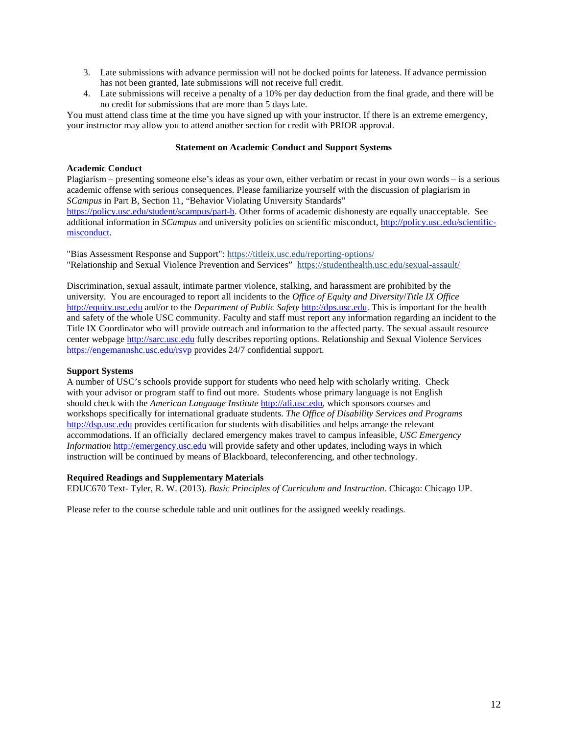3. Late submissions with advance permission will not be docked points for lateness. If advance permission has not been granted, late submissions will not receive full credit.
4. Late submissions will receive a penalty of a 10% per day deduction from the final grade, and there will be no credit for submissions that are more than 5 days late.

You must attend class time at the time you have signed up with your instructor. If there is an extreme emergency, your instructor may allow you to attend another section for credit with PRIOR approval.

## Statement on Academic Conduct and Support Systems

**Academic Conduct**

Plagiarism – presenting someone else's ideas as your own, either verbatim or recast in your own words – is a serious academic offense with serious consequences. Please familiarize yourself with the discussion of plagiarism in *SCampus* in Part B, Section 11, "Behavior Violating University Standards" [https://policy.usc.edu/student/scampus/part-b](https://policy.usc.edu/student/scampus/part-b). Other forms of academic dishonesty are equally unacceptable. See additional information in *SCampus* and university policies on scientific misconduct, [http://policy.usc.edu/scientific-misconduct](http://policy.usc.edu/scientific-misconduct).

"Bias Assessment Response and Support": [https://titleix.usc.edu/reporting-options/](https://titleix.usc.edu/reporting-options/)
"Relationship and Sexual Violence Prevention and Services" [https://studenthealth.usc.edu/sexual-assault/](https://studenthealth.usc.edu/sexual-assault/)

Discrimination, sexual assault, intimate partner violence, stalking, and harassment are prohibited by the university. You are encouraged to report all incidents to the *Office of Equity and Diversity*/*Title IX Office* [http://equity.usc.edu](http://equity.usc.edu) and/or to the *Department of Public Safety* [http://dps.usc.edu](http://dps.usc.edu). This is important for the health and safety of the whole USC community. Faculty and staff must report any information regarding an incident to the Title IX Coordinator who will provide outreach and information to the affected party. The sexual assault resource center webpage [http://sarc.usc.edu](http://sarc.usc.edu) fully describes reporting options. Relationship and Sexual Violence Services [https://engemannshc.usc.edu/rsvp](https://engemannshc.usc.edu/rsvp) provides 24/7 confidential support.

**Support Systems**

A number of USC's schools provide support for students who need help with scholarly writing. Check with your advisor or program staff to find out more. Students whose primary language is not English should check with the *American Language Institute* [http://ali.usc.edu](http://ali.usc.edu), which sponsors courses and workshops specifically for international graduate students. *The Office of Disability Services and Programs* [http://dsp.usc.edu](http://dsp.usc.edu) provides certification for students with disabilities and helps arrange the relevant accommodations. If an officially declared emergency makes travel to campus infeasible, *USC Emergency Information* [http://emergency.usc.edu](http://emergency.usc.edu) will provide safety and other updates, including ways in which instruction will be continued by means of Blackboard, teleconferencing, and other technology.

**Required Readings and Supplementary Materials**

EDUC670 Text- Tyler, R. W. (2013). *Basic Principles of Curriculum and Instruction.* Chicago: Chicago UP.

Please refer to the course schedule table and unit outlines for the assigned weekly readings.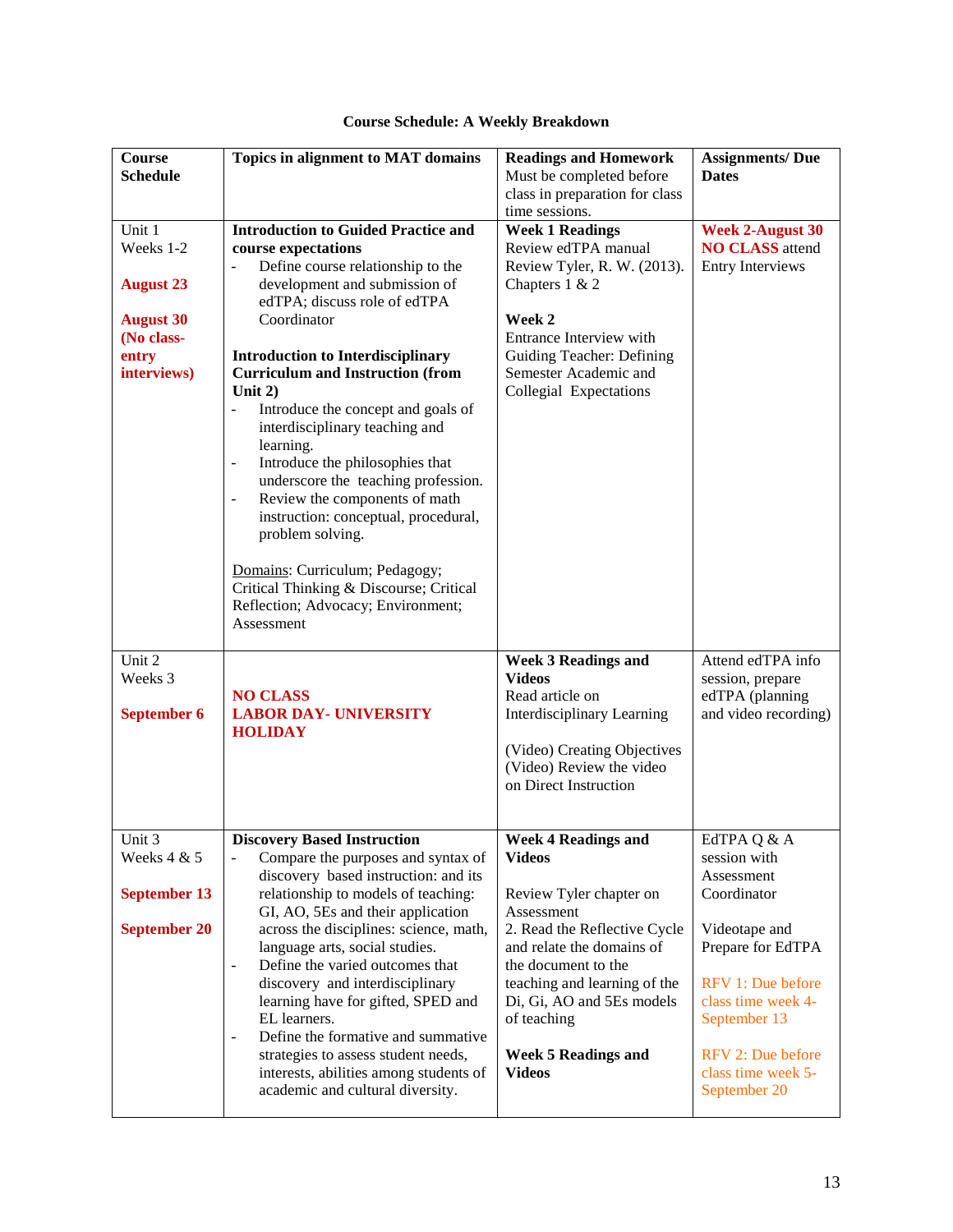**Course Schedule: A Weekly Breakdown**

| Course Schedule | Topics in alignment to MAT domains | Readings and Homework Must be completed before class in preparation for class time sessions. | Assignments/ Due Dates |
|---|---|---|---|
| Unit 1<br>Weeks 1-2<br><br>**August 23**<br><br>**August 30 (No class- entry interviews)** | **Introduction to Guided Practice and course expectations**<br>- Define course relationship to the development and submission of edTPA; discuss role of edTPA Coordinator<br><br>**Introduction to Interdisciplinary Curriculum and Instruction (from Unit 2)**<br>- Introduce the concept and goals of interdisciplinary teaching and learning.<br>- Introduce the philosophies that underscore the teaching profession.<br>- Review the components of math instruction: conceptual, procedural, problem solving.<br><br>Domains: Curriculum; Pedagogy; Critical Thinking & Discourse; Critical Reflection; Advocacy; Environment; Assessment | **Week 1 Readings**<br>Review edTPA manual<br>Review Tyler, R. W. (2013). Chapters 1 & 2<br><br>**Week 2**<br>Entrance Interview with Guiding Teacher: Defining Semester Academic and Collegial Expectations | **Week 2-August 30 NO CLASS** attend Entry Interviews |
| Unit 2<br>Weeks 3<br><br>**September 6** | **NO CLASS**<br>**LABOR DAY- UNIVERSITY HOLIDAY** | **Week 3 Readings and Videos**<br>Read article on Interdisciplinary Learning<br><br>(Video) Creating Objectives<br>(Video) Review the video on Direct Instruction | Attend edTPA info session, prepare edTPA (planning and video recording) |
| Unit 3<br>Weeks 4 & 5<br><br>**September 13**<br><br>**September 20** | **Discovery Based Instruction**<br>- Compare the purposes and syntax of discovery based instruction: and its relationship to models of teaching: GI, AO, 5Es and their application across the disciplines: science, math, language arts, social studies.<br>- Define the varied outcomes that discovery and interdisciplinary learning have for gifted, SPED and EL learners.<br>- Define the formative and summative strategies to assess student needs, interests, abilities among students of academic and cultural diversity. | **Week 4 Readings and Videos**<br><br>Review Tyler chapter on Assessment<br>2. Read the Reflective Cycle and relate the domains of the document to the teaching and learning of the Di, Gi, AO and 5Es models of teaching<br><br>**Week 5 Readings and Videos** | EdTPA Q & A session with Assessment Coordinator<br><br>Videotape and Prepare for EdTPA<br><br>RFV 1: Due before class time week 4- September 13<br><br>RFV 2: Due before class time week 5- September 20 |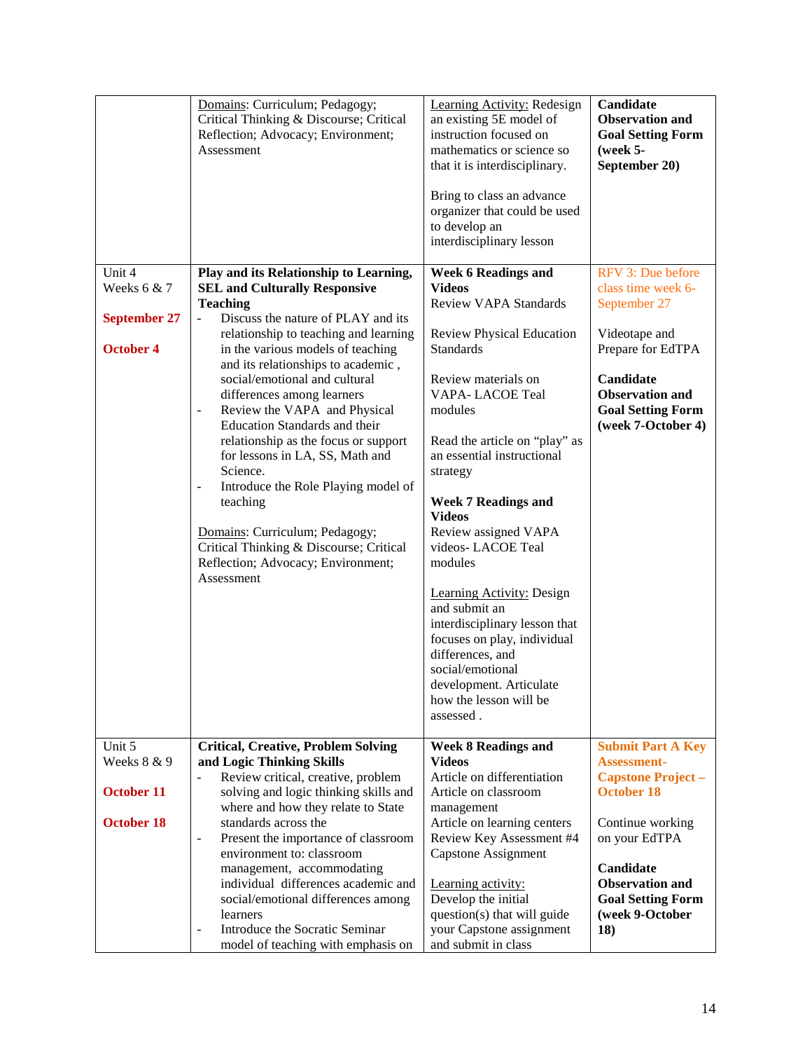| | | | |
|---|---|---|---|
| | Domains: Curriculum; Pedagogy; Critical Thinking & Discourse; Critical Reflection; Advocacy; Environment; Assessment | Learning Activity: Redesign an existing 5E model of instruction focused on mathematics or science so that it is interdisciplinary.<br><br>Bring to class an advance organizer that could be used to develop an interdisciplinary lesson | **Candidate Observation and Goal Setting Form (week 5- September 20)** |
| Unit 4<br>Weeks 6 & 7<br><br>**September 27**<br><br>**October 4** | **Play and its Relationship to Learning, SEL and Culturally Responsive Teaching**<br>- Discuss the nature of PLAY and its relationship to teaching and learning in the various models of teaching and its relationships to academic , social/emotional and cultural differences among learners<br>- Review the VAPA and Physical Education Standards and their relationship as the focus or support for lessons in LA, SS, Math and Science.<br>- Introduce the Role Playing model of teaching<br><br>Domains: Curriculum; Pedagogy; Critical Thinking & Discourse; Critical Reflection; Advocacy; Environment; Assessment | **Week 6 Readings and Videos**<br>Review VAPA Standards<br><br>Review Physical Education Standards<br><br>Review materials on VAPA- LACOE Teal modules<br><br>Read the article on "play" as an essential instructional strategy<br><br>**Week 7 Readings and Videos**<br>Review assigned VAPA videos- LACOE Teal modules<br><br>Learning Activity: Design and submit an interdisciplinary lesson that focuses on play, individual differences, and social/emotional development. Articulate how the lesson will be assessed . | RFV 3: Due before class time week 6- September 27<br><br>Videotape and Prepare for EdTPA<br><br>**Candidate Observation and Goal Setting Form (week 7-October 4)** |
| Unit 5<br>Weeks 8 & 9<br><br>**October 11**<br><br>**October 18** | **Critical, Creative, Problem Solving and Logic Thinking Skills**<br>- Review critical, creative, problem solving and logic thinking skills and where and how they relate to State standards across the<br>- Present the importance of classroom environment to: classroom management, accommodating individual differences academic and social/emotional differences among learners<br>- Introduce the Socratic Seminar model of teaching with emphasis on | **Week 8 Readings and Videos**<br>Article on differentiation<br>Article on classroom management<br>Article on learning centers<br>Review Key Assessment #4 Capstone Assignment<br><br>Learning activity: Develop the initial question(s) that will guide your Capstone assignment and submit in class | **Submit Part A Key Assessment- Capstone Project – October 18**<br><br>Continue working on your EdTPA<br><br>**Candidate Observation and Goal Setting Form (week 9-October 18)** |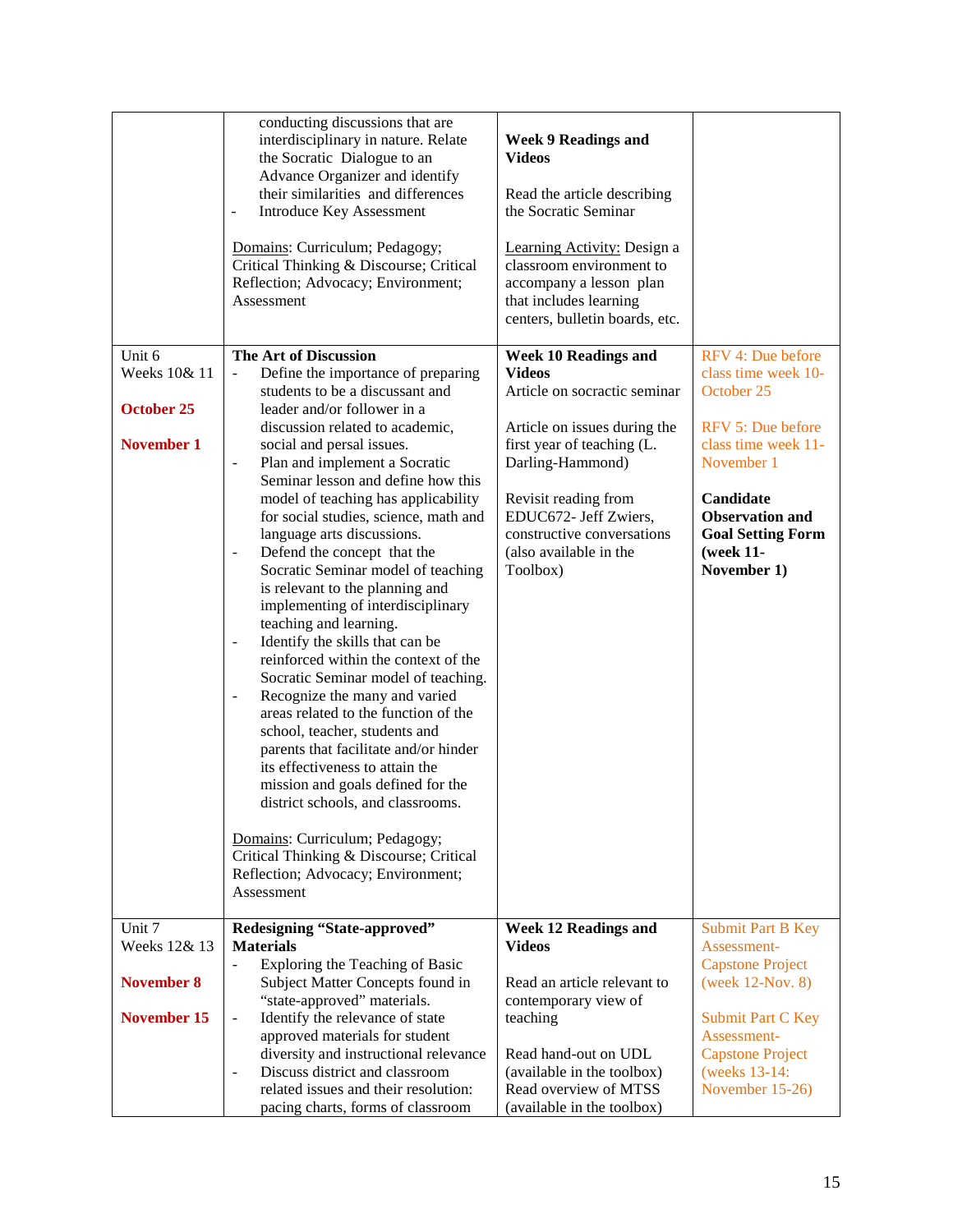| | | | |
|---|---|---|---|
| | - conducting discussions that are interdisciplinary in nature. Relate the Socratic Dialogue to an Advance Organizer and identify their similarities and differences<br>- Introduce Key Assessment<br><br>Domains: Curriculum; Pedagogy; Critical Thinking & Discourse; Critical Reflection; Advocacy; Environment; Assessment | **Week 9 Readings and Videos**<br><br>Read the article describing the Socratic Seminar<br><br>Learning Activity: Design a classroom environment to accompany a lesson plan that includes learning centers, bulletin boards, etc. | |
| Unit 6<br>Weeks 10& 11<br><br>**October 25**<br><br>**November 1** | **The Art of Discussion**<br>- Define the importance of preparing students to be a discussant and leader and/or follower in a discussion related to academic, social and persal issues.<br>- Plan and implement a Socratic Seminar lesson and define how this model of teaching has applicability for social studies, science, math and language arts discussions.<br>- Defend the concept that the Socratic Seminar model of teaching is relevant to the planning and implementing of interdisciplinary teaching and learning.<br>- Identify the skills that can be reinforced within the context of the Socratic Seminar model of teaching.<br>- Recognize the many and varied areas related to the function of the school, teacher, students and parents that facilitate and/or hinder its effectiveness to attain the mission and goals defined for the district schools, and classrooms.<br><br>Domains: Curriculum; Pedagogy; Critical Thinking & Discourse; Critical Reflection; Advocacy; Environment; Assessment | **Week 10 Readings and Videos**<br>Article on socractic seminar<br><br>Article on issues during the first year of teaching (L. Darling-Hammond)<br><br>Revisit reading from EDUC672- Jeff Zwiers, constructive conversations (also available in the Toolbox) | RFV 4: Due before class time week 10- October 25<br><br>RFV 5: Due before class time week 11- November 1<br><br>**Candidate Observation and Goal Setting Form (week 11- November 1)** |
| Unit 7<br>Weeks 12& 13<br><br>**November 8**<br><br>**November 15** | **Redesigning "State-approved" Materials**<br>- Exploring the Teaching of Basic Subject Matter Concepts found in "state-approved" materials.<br>- Identify the relevance of state approved materials for student diversity and instructional relevance<br>- Discuss district and classroom related issues and their resolution: pacing charts, forms of classroom | **Week 12 Readings and Videos**<br><br>Read an article relevant to contemporary view of teaching<br><br>Read hand-out on UDL (available in the toolbox)<br>Read overview of MTSS (available in the toolbox) | Submit Part B Key Assessment- Capstone Project (week 12-Nov. 8)<br><br>Submit Part C Key Assessment- Capstone Project (weeks 13-14: November 15-26) |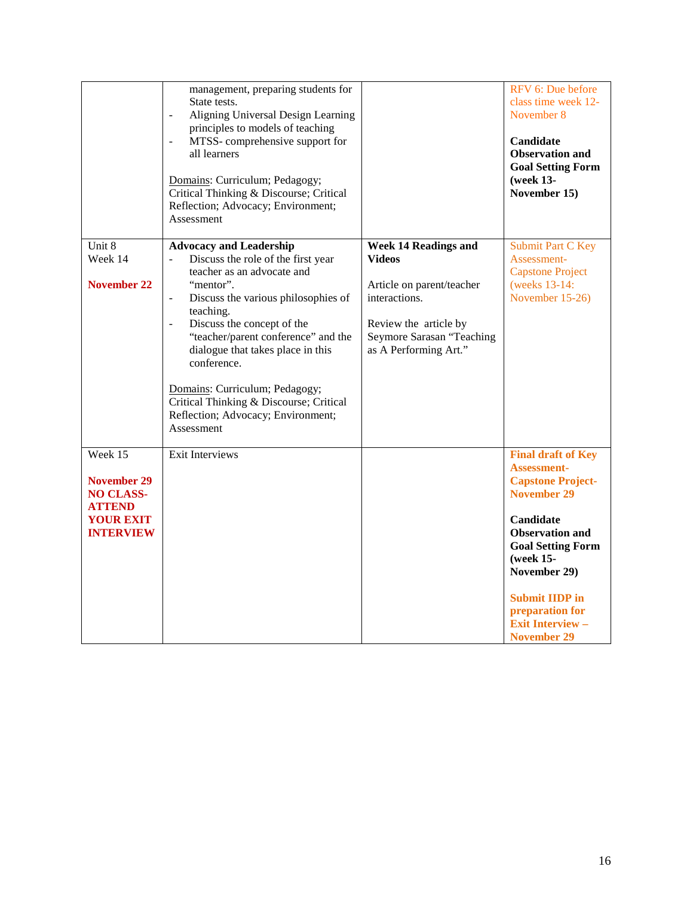| | | | |
|---|---|---|---|
| | - management, preparing students for State tests.<br>- Aligning Universal Design Learning principles to models of teaching<br>- MTSS- comprehensive support for all learners<br><br>Domains: Curriculum; Pedagogy; Critical Thinking & Discourse; Critical Reflection; Advocacy; Environment; Assessment | | RFV 6: Due before class time week 12- November 8<br><br>**Candidate Observation and Goal Setting Form (week 13- November 15)** |
| Unit 8<br>Week 14<br><br>**November 22** | **Advocacy and Leadership**<br>- Discuss the role of the first year teacher as an advocate and "mentor".<br>- Discuss the various philosophies of teaching.<br>- Discuss the concept of the "teacher/parent conference" and the dialogue that takes place in this conference.<br><br>Domains: Curriculum; Pedagogy; Critical Thinking & Discourse; Critical Reflection; Advocacy; Environment; Assessment | **Week 14 Readings and Videos**<br><br>Article on parent/teacher interactions.<br><br>Review the article by Seymore Sarasan "Teaching as A Performing Art." | Submit Part C Key Assessment- Capstone Project (weeks 13-14: November 15-26) |
| Week 15<br><br>**November 29 NO CLASS- ATTEND YOUR EXIT INTERVIEW** | Exit Interviews | | **Final draft of Key Assessment- Capstone Project- November 29**<br><br>**Candidate Observation and Goal Setting Form (week 15- November 29)**<br><br>**Submit IIDP in preparation for Exit Interview – November 29** |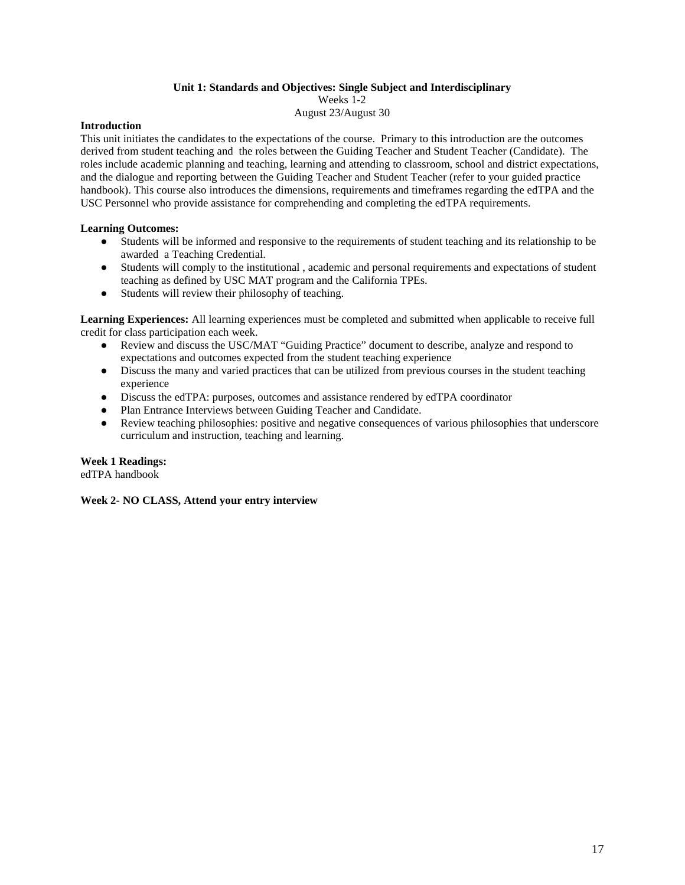## Unit 1: Standards and Objectives: Single Subject and Interdisciplinary

Weeks 1-2

August 23/August 30

**Introduction**

This unit initiates the candidates to the expectations of the course. Primary to this introduction are the outcomes derived from student teaching and the roles between the Guiding Teacher and Student Teacher (Candidate). The roles include academic planning and teaching, learning and attending to classroom, school and district expectations, and the dialogue and reporting between the Guiding Teacher and Student Teacher (refer to your guided practice handbook). This course also introduces the dimensions, requirements and timeframes regarding the edTPA and the USC Personnel who provide assistance for comprehending and completing the edTPA requirements.

**Learning Outcomes:**

- Students will be informed and responsive to the requirements of student teaching and its relationship to be awarded a Teaching Credential.
- Students will comply to the institutional , academic and personal requirements and expectations of student teaching as defined by USC MAT program and the California TPEs.
- Students will review their philosophy of teaching.

**Learning Experiences:** All learning experiences must be completed and submitted when applicable to receive full credit for class participation each week.

- Review and discuss the USC/MAT "Guiding Practice" document to describe, analyze and respond to expectations and outcomes expected from the student teaching experience
- Discuss the many and varied practices that can be utilized from previous courses in the student teaching experience
- Discuss the edTPA: purposes, outcomes and assistance rendered by edTPA coordinator
- Plan Entrance Interviews between Guiding Teacher and Candidate.
- Review teaching philosophies: positive and negative consequences of various philosophies that underscore curriculum and instruction, teaching and learning.

**Week 1 Readings:**

edTPA handbook

**Week 2- NO CLASS, Attend your entry interview**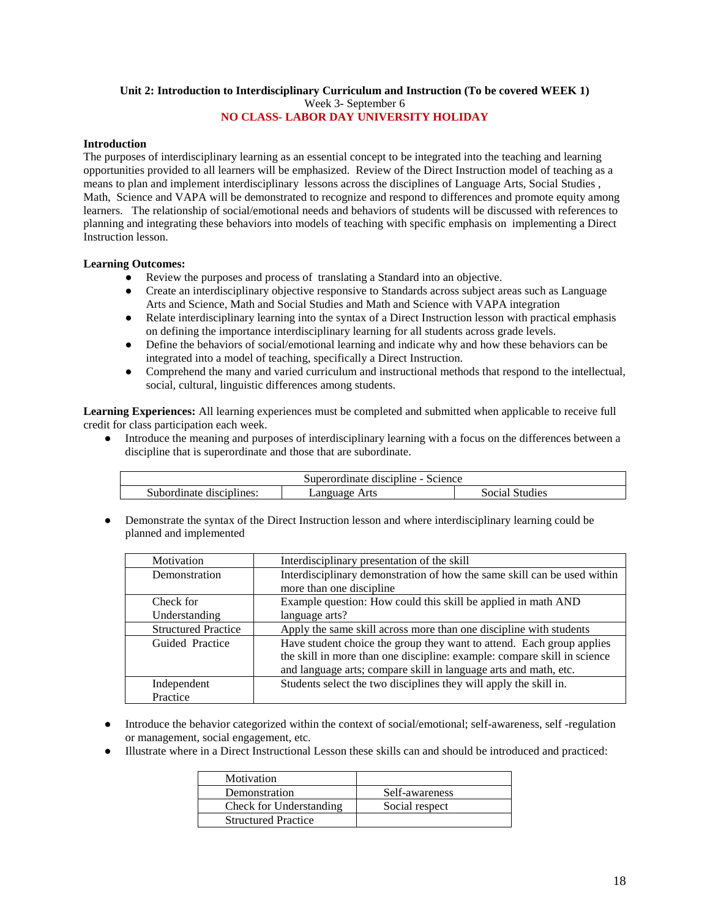**Unit 2: Introduction to Interdisciplinary Curriculum and Instruction (To be covered WEEK 1)**
Week 3- September 6
**NO CLASS- LABOR DAY UNIVERSITY HOLIDAY**

**Introduction**
The purposes of interdisciplinary learning as an essential concept to be integrated into the teaching and learning opportunities provided to all learners will be emphasized. Review of the Direct Instruction model of teaching as a means to plan and implement interdisciplinary lessons across the disciplines of Language Arts, Social Studies , Math, Science and VAPA will be demonstrated to recognize and respond to differences and promote equity among learners. The relationship of social/emotional needs and behaviors of students will be discussed with references to planning and integrating these behaviors into models of teaching with specific emphasis on implementing a Direct Instruction lesson.

**Learning Outcomes:**

- Review the purposes and process of translating a Standard into an objective.
- Create an interdisciplinary objective responsive to Standards across subject areas such as Language Arts and Science, Math and Social Studies and Math and Science with VAPA integration
- Relate interdisciplinary learning into the syntax of a Direct Instruction lesson with practical emphasis on defining the importance interdisciplinary learning for all students across grade levels.
- Define the behaviors of social/emotional learning and indicate why and how these behaviors can be integrated into a model of teaching, specifically a Direct Instruction.
- Comprehend the many and varied curriculum and instructional methods that respond to the intellectual, social, cultural, linguistic differences among students.

**Learning Experiences:** All learning experiences must be completed and submitted when applicable to receive full credit for class participation each week.

- Introduce the meaning and purposes of interdisciplinary learning with a focus on the differences between a discipline that is superordinate and those that are subordinate.

| Superordinate discipline - Science | | |
|---|---|---|
| Subordinate disciplines: | Language Arts | Social Studies |

- Demonstrate the syntax of the Direct Instruction lesson and where interdisciplinary learning could be planned and implemented

| Motivation | Interdisciplinary presentation of the skill |
|---|---|
| Demonstration | Interdisciplinary demonstration of how the same skill can be used within more than one discipline |
| Check for Understanding | Example question: How could this skill be applied in math AND language arts? |
| Structured Practice | Apply the same skill across more than one discipline with students |
| Guided Practice | Have student choice the group they want to attend. Each group applies the skill in more than one discipline: example: compare skill in science and language arts; compare skill in language arts and math, etc. |
| Independent Practice | Students select the two disciplines they will apply the skill in. |

- Introduce the behavior categorized within the context of social/emotional; self-awareness, self -regulation or management, social engagement, etc.
- Illustrate where in a Direct Instructional Lesson these skills can and should be introduced and practiced:

| Motivation | |
|---|---|
| Demonstration | Self-awareness |
| Check for Understanding | Social respect |
| Structured Practice | |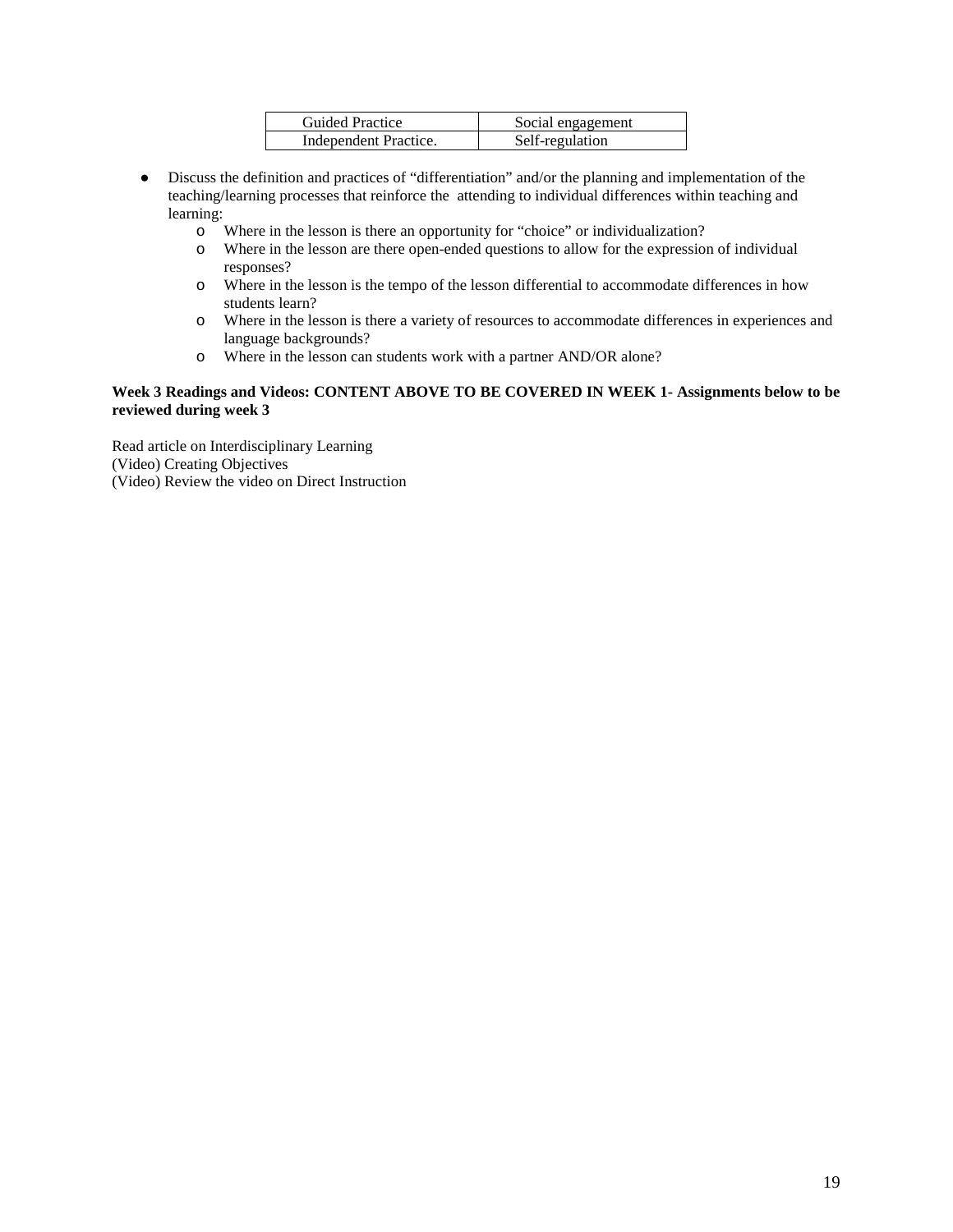| Guided Practice | Social engagement |
|---|---|
| Independent Practice. | Self-regulation |

- Discuss the definition and practices of "differentiation" and/or the planning and implementation of the teaching/learning processes that reinforce the attending to individual differences within teaching and learning:
  - Where in the lesson is there an opportunity for "choice" or individualization?
  - Where in the lesson are there open-ended questions to allow for the expression of individual responses?
  - Where in the lesson is the tempo of the lesson differential to accommodate differences in how students learn?
  - Where in the lesson is there a variety of resources to accommodate differences in experiences and language backgrounds?
  - Where in the lesson can students work with a partner AND/OR alone?

**Week 3 Readings and Videos: CONTENT ABOVE TO BE COVERED IN WEEK 1- Assignments below to be reviewed during week 3**

Read article on Interdisciplinary Learning
(Video) Creating Objectives
(Video) Review the video on Direct Instruction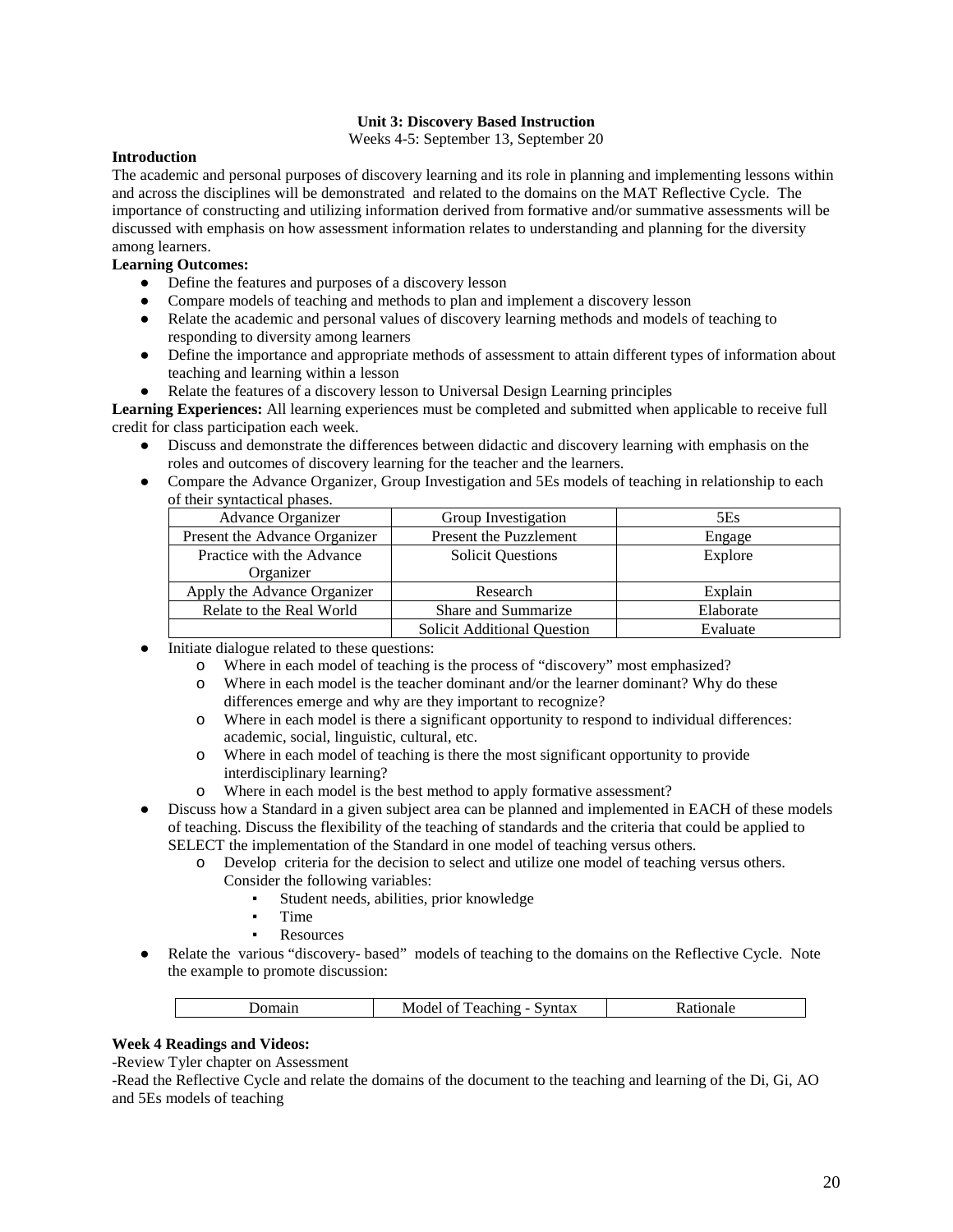## Unit 3: Discovery Based Instruction

Weeks 4-5: September 13, September 20

**Introduction**

The academic and personal purposes of discovery learning and its role in planning and implementing lessons within and across the disciplines will be demonstrated and related to the domains on the MAT Reflective Cycle. The importance of constructing and utilizing information derived from formative and/or summative assessments will be discussed with emphasis on how assessment information relates to understanding and planning for the diversity among learners.

**Learning Outcomes:**

- Define the features and purposes of a discovery lesson
- Compare models of teaching and methods to plan and implement a discovery lesson
- Relate the academic and personal values of discovery learning methods and models of teaching to responding to diversity among learners
- Define the importance and appropriate methods of assessment to attain different types of information about teaching and learning within a lesson
- Relate the features of a discovery lesson to Universal Design Learning principles

**Learning Experiences:** All learning experiences must be completed and submitted when applicable to receive full credit for class participation each week.

- Discuss and demonstrate the differences between didactic and discovery learning with emphasis on the roles and outcomes of discovery learning for the teacher and the learners.
- Compare the Advance Organizer, Group Investigation and 5Es models of teaching in relationship to each of their syntactical phases.

| Advance Organizer | Group Investigation | 5Es |
|---|---|---|
| Present the Advance Organizer | Present the Puzzlement | Engage |
| Practice with the Advance Organizer | Solicit Questions | Explore |
| Apply the Advance Organizer | Research | Explain |
| Relate to the Real World | Share and Summarize | Elaborate |
| | Solicit Additional Question | Evaluate |

- Initiate dialogue related to these questions:
  - Where in each model of teaching is the process of "discovery" most emphasized?
  - Where in each model is the teacher dominant and/or the learner dominant? Why do these differences emerge and why are they important to recognize?
  - Where in each model is there a significant opportunity to respond to individual differences: academic, social, linguistic, cultural, etc.
  - Where in each model of teaching is there the most significant opportunity to provide interdisciplinary learning?
  - Where in each model is the best method to apply formative assessment?
- Discuss how a Standard in a given subject area can be planned and implemented in EACH of these models of teaching. Discuss the flexibility of the teaching of standards and the criteria that could be applied to SELECT the implementation of the Standard in one model of teaching versus others.
  - Develop criteria for the decision to select and utilize one model of teaching versus others. Consider the following variables:
    - Student needs, abilities, prior knowledge
    - Time
    - Resources
- Relate the various "discovery- based" models of teaching to the domains on the Reflective Cycle. Note the example to promote discussion:

| Domain | Model of Teaching - Syntax | Rationale |
|---|---|---|

**Week 4 Readings and Videos:**

-Review Tyler chapter on Assessment

-Read the Reflective Cycle and relate the domains of the document to the teaching and learning of the Di, Gi, AO and 5Es models of teaching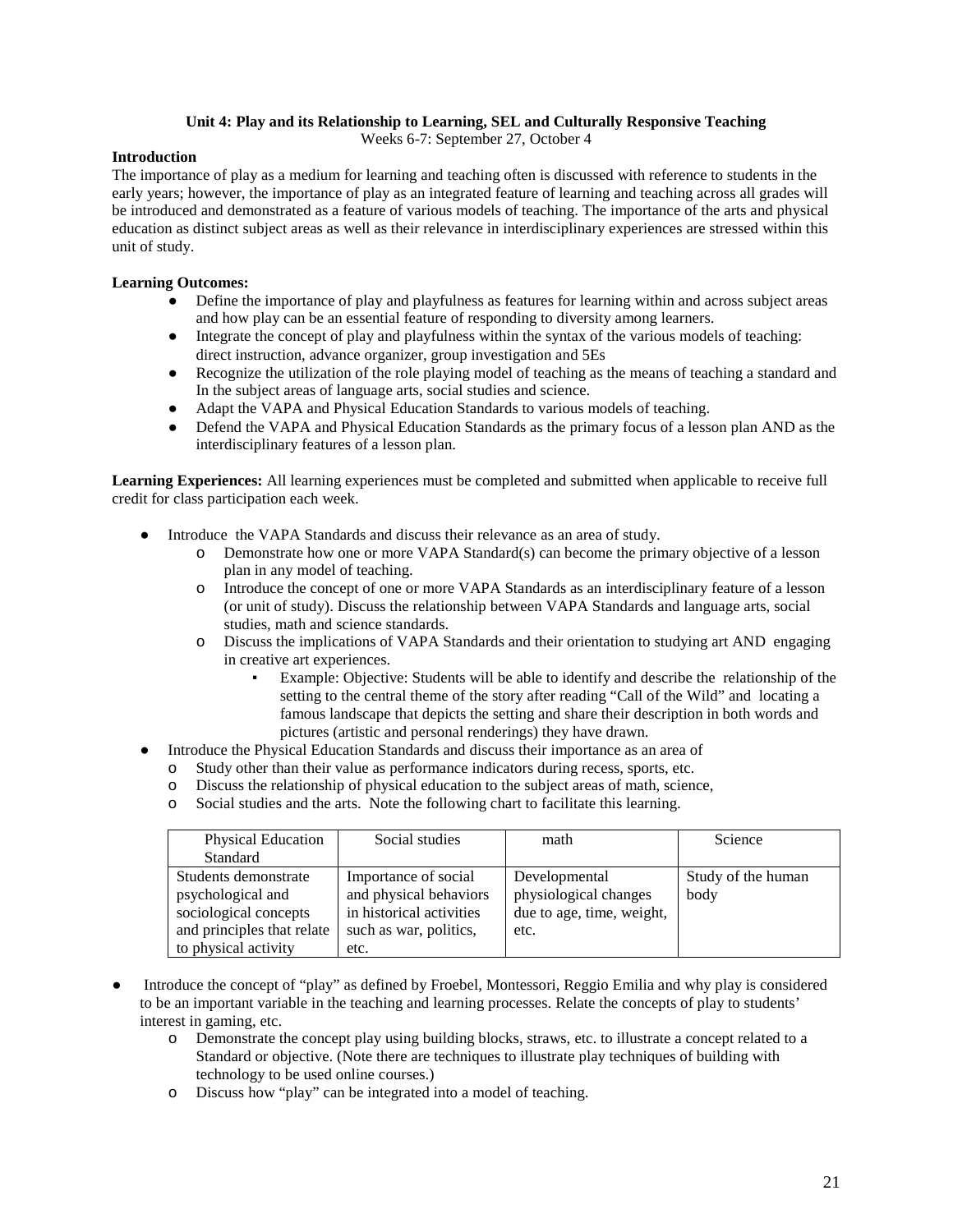### Unit 4: Play and its Relationship to Learning, SEL and Culturally Responsive Teaching

Weeks 6-7: September 27, October 4

**Introduction**

The importance of play as a medium for learning and teaching often is discussed with reference to students in the early years; however, the importance of play as an integrated feature of learning and teaching across all grades will be introduced and demonstrated as a feature of various models of teaching. The importance of the arts and physical education as distinct subject areas as well as their relevance in interdisciplinary experiences are stressed within this unit of study.

**Learning Outcomes:**

- Define the importance of play and playfulness as features for learning within and across subject areas and how play can be an essential feature of responding to diversity among learners.
- Integrate the concept of play and playfulness within the syntax of the various models of teaching: direct instruction, advance organizer, group investigation and 5Es
- Recognize the utilization of the role playing model of teaching as the means of teaching a standard and In the subject areas of language arts, social studies and science.
- Adapt the VAPA and Physical Education Standards to various models of teaching.
- Defend the VAPA and Physical Education Standards as the primary focus of a lesson plan AND as the interdisciplinary features of a lesson plan.

**Learning Experiences:** All learning experiences must be completed and submitted when applicable to receive full credit for class participation each week.

- Introduce the VAPA Standards and discuss their relevance as an area of study.
  - Demonstrate how one or more VAPA Standard(s) can become the primary objective of a lesson plan in any model of teaching.
  - Introduce the concept of one or more VAPA Standards as an interdisciplinary feature of a lesson (or unit of study). Discuss the relationship between VAPA Standards and language arts, social studies, math and science standards.
  - Discuss the implications of VAPA Standards and their orientation to studying art AND engaging in creative art experiences.
    - Example: Objective: Students will be able to identify and describe the relationship of the setting to the central theme of the story after reading "Call of the Wild" and locating a famous landscape that depicts the setting and share their description in both words and pictures (artistic and personal renderings) they have drawn.
- Introduce the Physical Education Standards and discuss their importance as an area of
  - Study other than their value as performance indicators during recess, sports, etc.
  - Discuss the relationship of physical education to the subject areas of math, science,
  - Social studies and the arts. Note the following chart to facilitate this learning.

| Physical Education Standard | Social studies | math | Science |
|---|---|---|---|
| Students demonstrate psychological and sociological concepts and principles that relate to physical activity | Importance of social and physical behaviors in historical activities such as war, politics, etc. | Developmental physiological changes due to age, time, weight, etc. | Study of the human body |

- Introduce the concept of "play" as defined by Froebel, Montessori, Reggio Emilia and why play is considered to be an important variable in the teaching and learning processes. Relate the concepts of play to students' interest in gaming, etc.
  - Demonstrate the concept play using building blocks, straws, etc. to illustrate a concept related to a Standard or objective. (Note there are techniques to illustrate play techniques of building with technology to be used online courses.)
  - Discuss how "play" can be integrated into a model of teaching.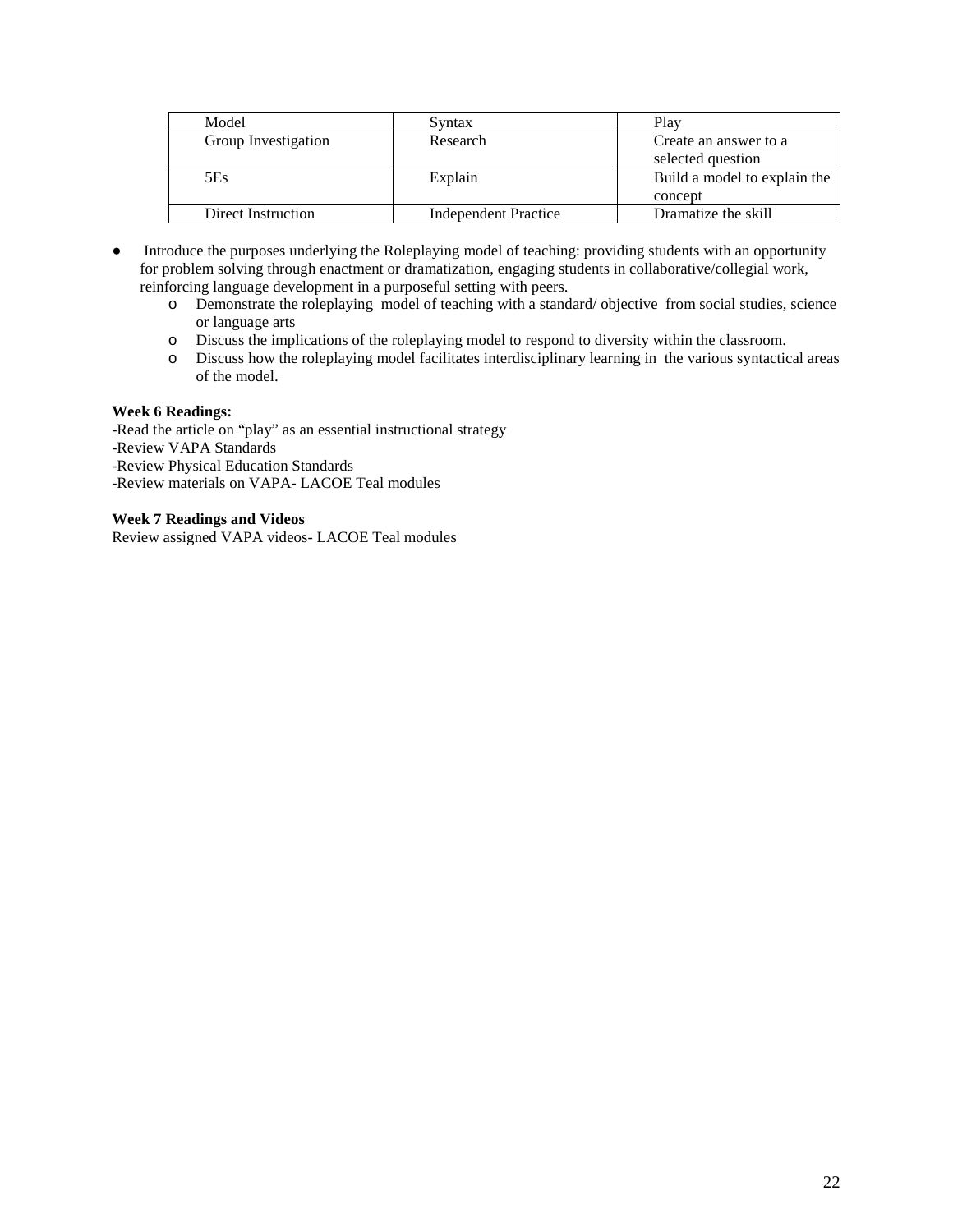| Model | Syntax | Play |
|---|---|---|
| Group Investigation | Research | Create an answer to a selected question |
| 5Es | Explain | Build a model to explain the concept |
| Direct Instruction | Independent Practice | Dramatize the skill |

- Introduce the purposes underlying the Roleplaying model of teaching: providing students with an opportunity for problem solving through enactment or dramatization, engaging students in collaborative/collegial work, reinforcing language development in a purposeful setting with peers.
  - Demonstrate the roleplaying model of teaching with a standard/ objective from social studies, science or language arts
  - Discuss the implications of the roleplaying model to respond to diversity within the classroom.
  - Discuss how the roleplaying model facilitates interdisciplinary learning in the various syntactical areas of the model.

**Week 6 Readings:**

-Read the article on "play" as an essential instructional strategy
-Review VAPA Standards
-Review Physical Education Standards
-Review materials on VAPA- LACOE Teal modules

**Week 7 Readings and Videos**

Review assigned VAPA videos- LACOE Teal modules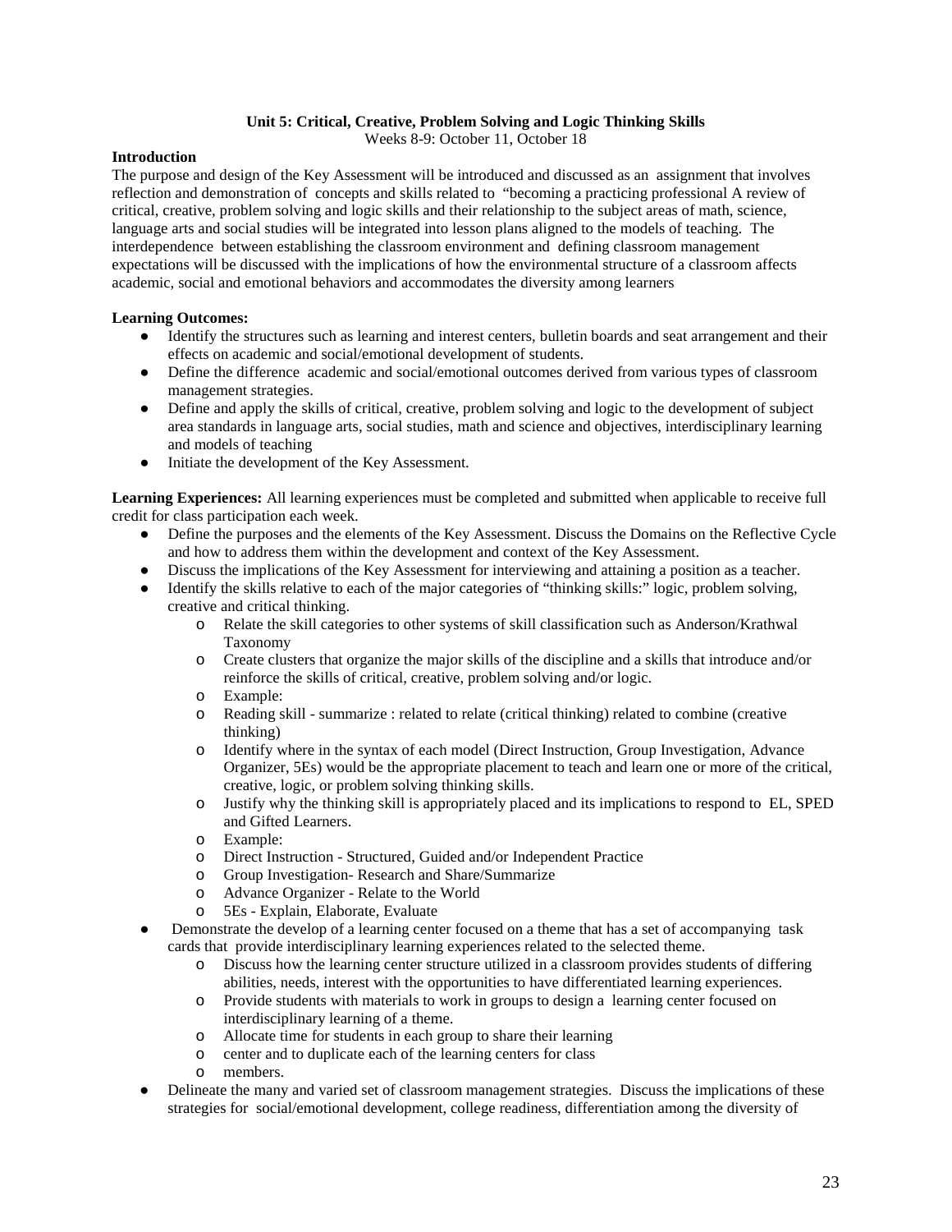**Unit 5: Critical, Creative, Problem Solving and Logic Thinking Skills**

Weeks 8-9: October 11, October 18

**Introduction**

The purpose and design of the Key Assessment will be introduced and discussed as an assignment that involves reflection and demonstration of concepts and skills related to "becoming a practicing professional A review of critical, creative, problem solving and logic skills and their relationship to the subject areas of math, science, language arts and social studies will be integrated into lesson plans aligned to the models of teaching. The interdependence between establishing the classroom environment and defining classroom management expectations will be discussed with the implications of how the environmental structure of a classroom affects academic, social and emotional behaviors and accommodates the diversity among learners

**Learning Outcomes:**

- Identify the structures such as learning and interest centers, bulletin boards and seat arrangement and their effects on academic and social/emotional development of students.
- Define the difference academic and social/emotional outcomes derived from various types of classroom management strategies.
- Define and apply the skills of critical, creative, problem solving and logic to the development of subject area standards in language arts, social studies, math and science and objectives, interdisciplinary learning and models of teaching
- Initiate the development of the Key Assessment.

**Learning Experiences:** All learning experiences must be completed and submitted when applicable to receive full credit for class participation each week.

- Define the purposes and the elements of the Key Assessment. Discuss the Domains on the Reflective Cycle and how to address them within the development and context of the Key Assessment.
- Discuss the implications of the Key Assessment for interviewing and attaining a position as a teacher.
- Identify the skills relative to each of the major categories of "thinking skills:" logic, problem solving, creative and critical thinking.
  - Relate the skill categories to other systems of skill classification such as Anderson/Krathwal Taxonomy
  - Create clusters that organize the major skills of the discipline and a skills that introduce and/or reinforce the skills of critical, creative, problem solving and/or logic.
  - Example:
  - Reading skill - summarize : related to relate (critical thinking) related to combine (creative thinking)
  - Identify where in the syntax of each model (Direct Instruction, Group Investigation, Advance Organizer, 5Es) would be the appropriate placement to teach and learn one or more of the critical, creative, logic, or problem solving thinking skills.
  - Justify why the thinking skill is appropriately placed and its implications to respond to EL, SPED and Gifted Learners.
  - Example:
  - Direct Instruction - Structured, Guided and/or Independent Practice
  - Group Investigation- Research and Share/Summarize
  - Advance Organizer - Relate to the World
  - 5Es - Explain, Elaborate, Evaluate
- Demonstrate the develop of a learning center focused on a theme that has a set of accompanying task cards that provide interdisciplinary learning experiences related to the selected theme.
  - Discuss how the learning center structure utilized in a classroom provides students of differing abilities, needs, interest with the opportunities to have differentiated learning experiences.
  - Provide students with materials to work in groups to design a learning center focused on interdisciplinary learning of a theme.
  - Allocate time for students in each group to share their learning
  - center and to duplicate each of the learning centers for class
  - members.
- Delineate the many and varied set of classroom management strategies. Discuss the implications of these strategies for social/emotional development, college readiness, differentiation among the diversity of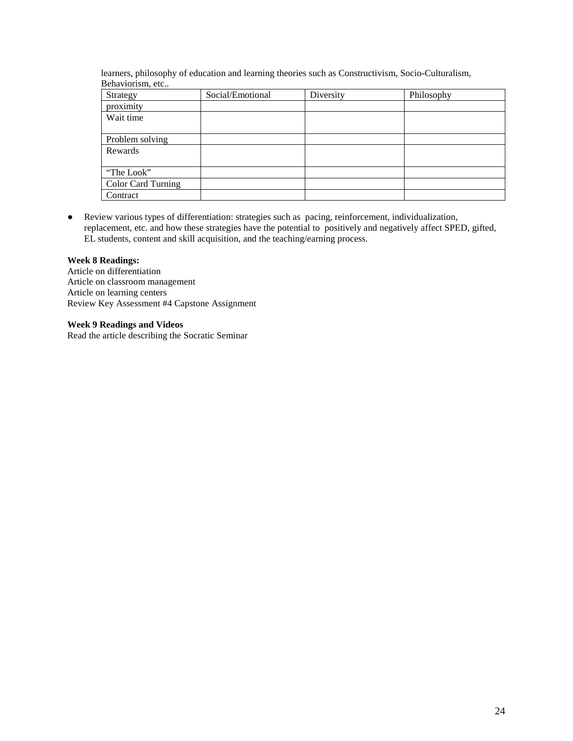learners, philosophy of education and learning theories such as Constructivism, Socio-Culturalism, Behaviorism, etc..

| Strategy | Social/Emotional | Diversity | Philosophy |
|---|---|---|---|
| proximity | | | |
| Wait time | | | |
| Problem solving | | | |
| Rewards | | | |
| “The Look” | | | |
| Color Card Turning | | | |
| Contract | | | |

- Review various types of differentiation: strategies such as pacing, reinforcement, individualization, replacement, etc. and how these strategies have the potential to positively and negatively affect SPED, gifted, EL students, content and skill acquisition, and the teaching/earning process.

**Week 8 Readings:**
Article on differentiation
Article on classroom management
Article on learning centers
Review Key Assessment #4 Capstone Assignment

**Week 9 Readings and Videos**
Read the article describing the Socratic Seminar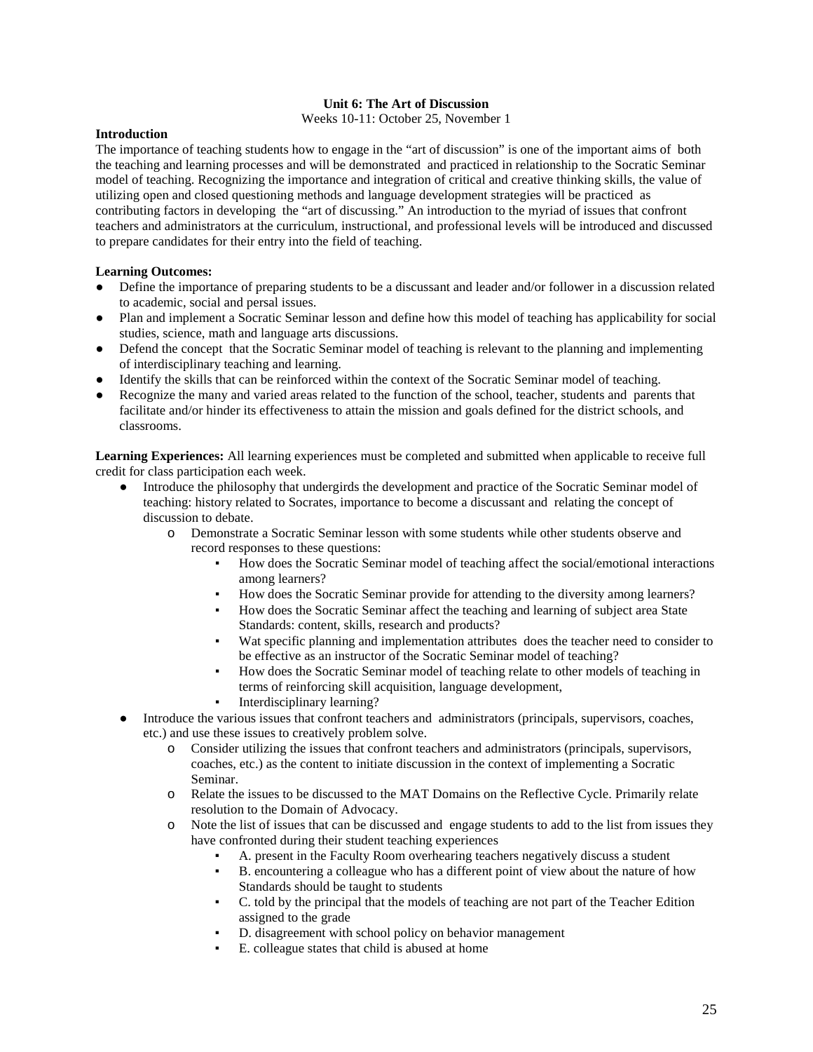**Unit 6: The Art of Discussion**

Weeks 10-11: October 25, November 1

**Introduction**

The importance of teaching students how to engage in the "art of discussion" is one of the important aims of both the teaching and learning processes and will be demonstrated and practiced in relationship to the Socratic Seminar model of teaching. Recognizing the importance and integration of critical and creative thinking skills, the value of utilizing open and closed questioning methods and language development strategies will be practiced as contributing factors in developing the "art of discussing." An introduction to the myriad of issues that confront teachers and administrators at the curriculum, instructional, and professional levels will be introduced and discussed to prepare candidates for their entry into the field of teaching.

**Learning Outcomes:**

- Define the importance of preparing students to be a discussant and leader and/or follower in a discussion related to academic, social and persal issues.
- Plan and implement a Socratic Seminar lesson and define how this model of teaching has applicability for social studies, science, math and language arts discussions.
- Defend the concept that the Socratic Seminar model of teaching is relevant to the planning and implementing of interdisciplinary teaching and learning.
- Identify the skills that can be reinforced within the context of the Socratic Seminar model of teaching.
- Recognize the many and varied areas related to the function of the school, teacher, students and parents that facilitate and/or hinder its effectiveness to attain the mission and goals defined for the district schools, and classrooms.

**Learning Experiences:** All learning experiences must be completed and submitted when applicable to receive full credit for class participation each week.

- Introduce the philosophy that undergirds the development and practice of the Socratic Seminar model of teaching: history related to Socrates, importance to become a discussant and relating the concept of discussion to debate.
  - Demonstrate a Socratic Seminar lesson with some students while other students observe and record responses to these questions:
    - How does the Socratic Seminar model of teaching affect the social/emotional interactions among learners?
    - How does the Socratic Seminar provide for attending to the diversity among learners?
    - How does the Socratic Seminar affect the teaching and learning of subject area State Standards: content, skills, research and products?
    - Wat specific planning and implementation attributes does the teacher need to consider to be effective as an instructor of the Socratic Seminar model of teaching?
    - How does the Socratic Seminar model of teaching relate to other models of teaching in terms of reinforcing skill acquisition, language development,
    - Interdisciplinary learning?
- Introduce the various issues that confront teachers and administrators (principals, supervisors, coaches, etc.) and use these issues to creatively problem solve.
  - Consider utilizing the issues that confront teachers and administrators (principals, supervisors, coaches, etc.) as the content to initiate discussion in the context of implementing a Socratic Seminar.
  - Relate the issues to be discussed to the MAT Domains on the Reflective Cycle. Primarily relate resolution to the Domain of Advocacy.
  - Note the list of issues that can be discussed and engage students to add to the list from issues they have confronted during their student teaching experiences
    - A. present in the Faculty Room overhearing teachers negatively discuss a student
    - B. encountering a colleague who has a different point of view about the nature of how Standards should be taught to students
    - C. told by the principal that the models of teaching are not part of the Teacher Edition assigned to the grade
    - D. disagreement with school policy on behavior management
    - E. colleague states that child is abused at home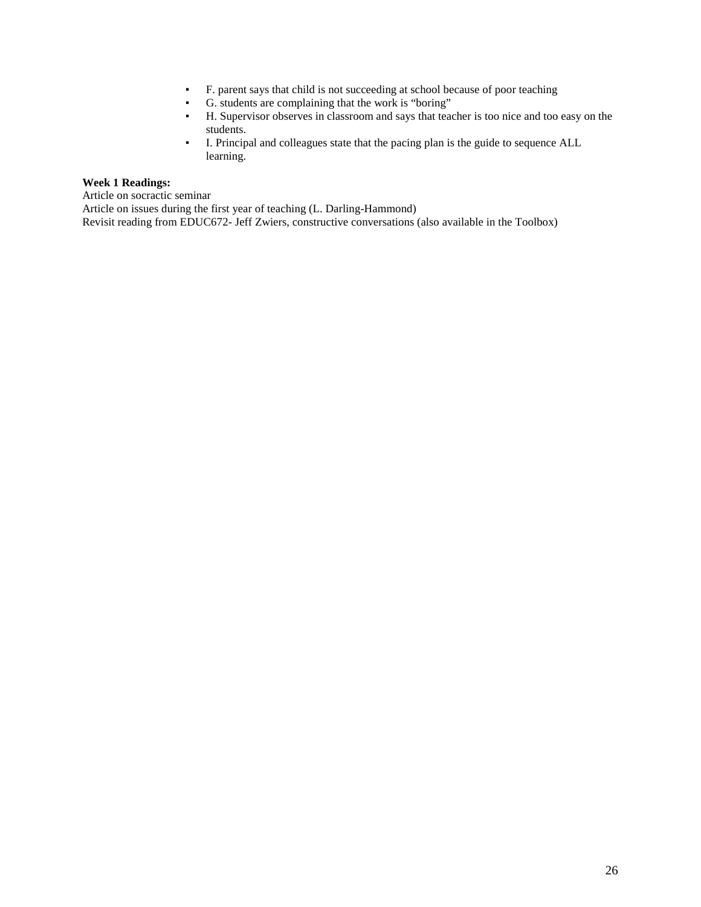- F. parent says that child is not succeeding at school because of poor teaching
- G. students are complaining that the work is "boring"
- H. Supervisor observes in classroom and says that teacher is too nice and too easy on the students.
- I. Principal and colleagues state that the pacing plan is the guide to sequence ALL learning.

**Week 1 Readings:**

Article on socractic seminar

Article on issues during the first year of teaching (L. Darling-Hammond)

Revisit reading from EDUC672- Jeff Zwiers, constructive conversations (also available in the Toolbox)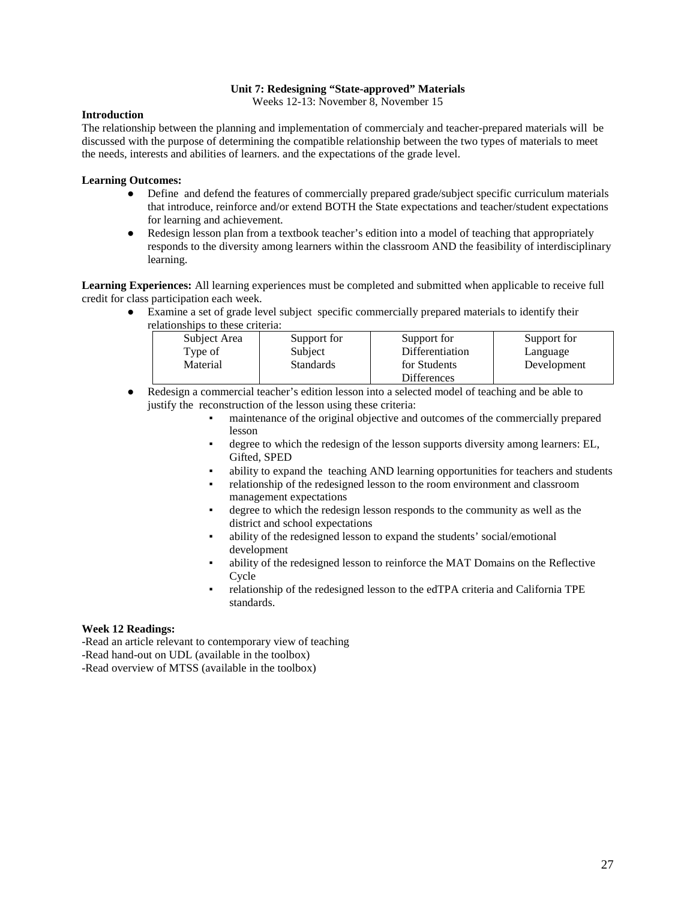**Unit 7: Redesigning "State-approved" Materials**

Weeks 12-13: November 8, November 15

**Introduction**

The relationship between the planning and implementation of commercialy and teacher-prepared materials will be discussed with the purpose of determining the compatible relationship between the two types of materials to meet the needs, interests and abilities of learners. and the expectations of the grade level.

**Learning Outcomes:**

- Define and defend the features of commercially prepared grade/subject specific curriculum materials that introduce, reinforce and/or extend BOTH the State expectations and teacher/student expectations for learning and achievement.
- Redesign lesson plan from a textbook teacher's edition into a model of teaching that appropriately responds to the diversity among learners within the classroom AND the feasibility of interdisciplinary learning.

**Learning Experiences:** All learning experiences must be completed and submitted when applicable to receive full credit for class participation each week.

- Examine a set of grade level subject specific commercially prepared materials to identify their relationships to these criteria:

| Subject Area Type of Material | Support for Subject Standards | Support for Differentiation for Students Differences | Support for Language Development |
|---|---|---|---|

- Redesign a commercial teacher's edition lesson into a selected model of teaching and be able to justify the reconstruction of the lesson using these criteria:
  - maintenance of the original objective and outcomes of the commercially prepared lesson
  - degree to which the redesign of the lesson supports diversity among learners: EL, Gifted, SPED
  - ability to expand the teaching AND learning opportunities for teachers and students
  - relationship of the redesigned lesson to the room environment and classroom management expectations
  - degree to which the redesign lesson responds to the community as well as the district and school expectations
  - ability of the redesigned lesson to expand the students' social/emotional development
  - ability of the redesigned lesson to reinforce the MAT Domains on the Reflective Cycle
  - relationship of the redesigned lesson to the edTPA criteria and California TPE standards.

**Week 12 Readings:**

-Read an article relevant to contemporary view of teaching
-Read hand-out on UDL (available in the toolbox)
-Read overview of MTSS (available in the toolbox)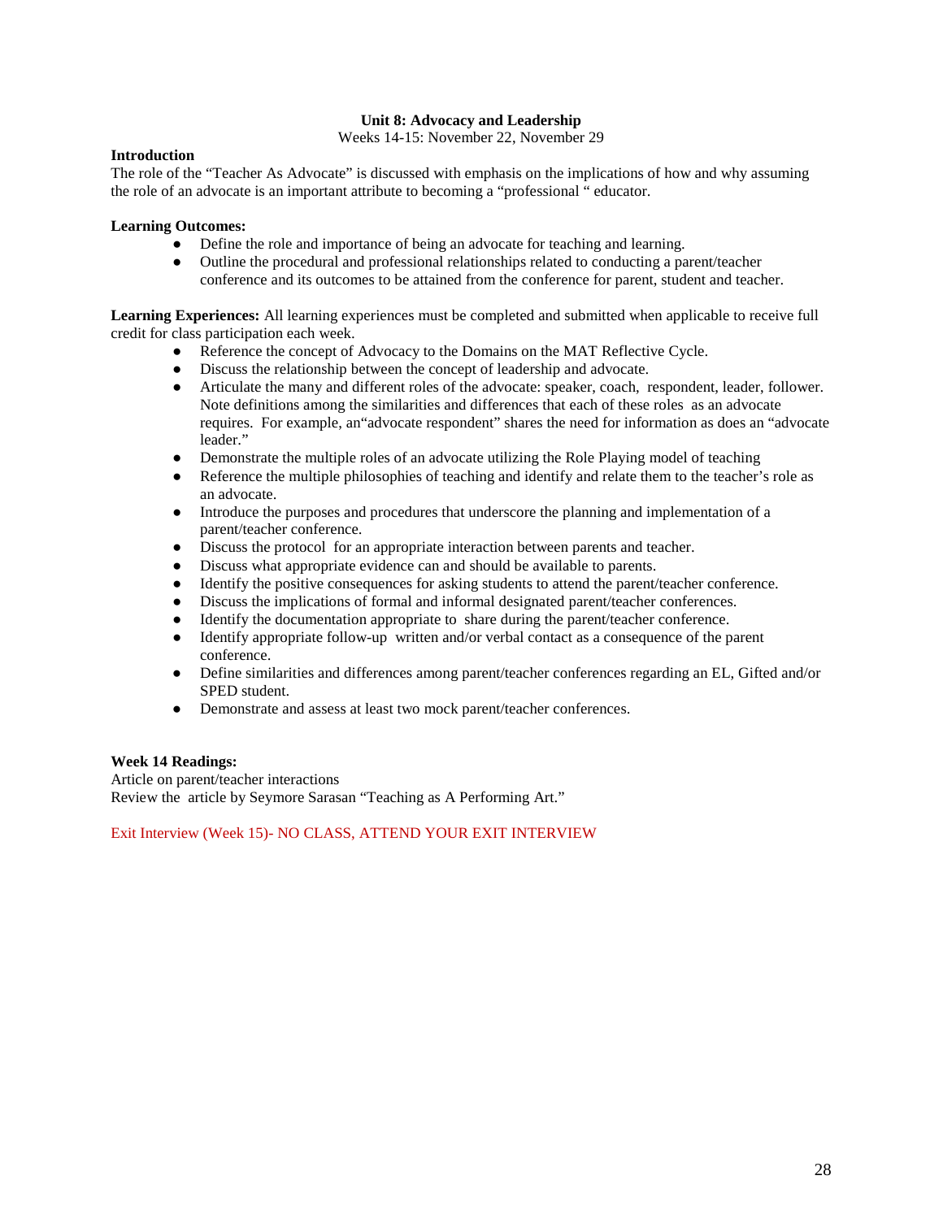## Unit 8: Advocacy and Leadership

Weeks 14-15: November 22, November 29

**Introduction**

The role of the "Teacher As Advocate" is discussed with emphasis on the implications of how and why assuming the role of an advocate is an important attribute to becoming a "professional " educator.

**Learning Outcomes:**

- Define the role and importance of being an advocate for teaching and learning.
- Outline the procedural and professional relationships related to conducting a parent/teacher conference and its outcomes to be attained from the conference for parent, student and teacher.

**Learning Experiences:** All learning experiences must be completed and submitted when applicable to receive full credit for class participation each week.

- Reference the concept of Advocacy to the Domains on the MAT Reflective Cycle.
- Discuss the relationship between the concept of leadership and advocate.
- Articulate the many and different roles of the advocate: speaker, coach, respondent, leader, follower. Note definitions among the similarities and differences that each of these roles as an advocate requires. For example, an"advocate respondent" shares the need for information as does an "advocate leader."
- Demonstrate the multiple roles of an advocate utilizing the Role Playing model of teaching
- Reference the multiple philosophies of teaching and identify and relate them to the teacher's role as an advocate.
- Introduce the purposes and procedures that underscore the planning and implementation of a parent/teacher conference.
- Discuss the protocol for an appropriate interaction between parents and teacher.
- Discuss what appropriate evidence can and should be available to parents.
- Identify the positive consequences for asking students to attend the parent/teacher conference.
- Discuss the implications of formal and informal designated parent/teacher conferences.
- Identify the documentation appropriate to share during the parent/teacher conference.
- Identify appropriate follow-up written and/or verbal contact as a consequence of the parent conference.
- Define similarities and differences among parent/teacher conferences regarding an EL, Gifted and/or SPED student.
- Demonstrate and assess at least two mock parent/teacher conferences.

**Week 14 Readings:**

Article on parent/teacher interactions

Review the article by Seymore Sarasan "Teaching as A Performing Art."

Exit Interview (Week 15)- NO CLASS, ATTEND YOUR EXIT INTERVIEW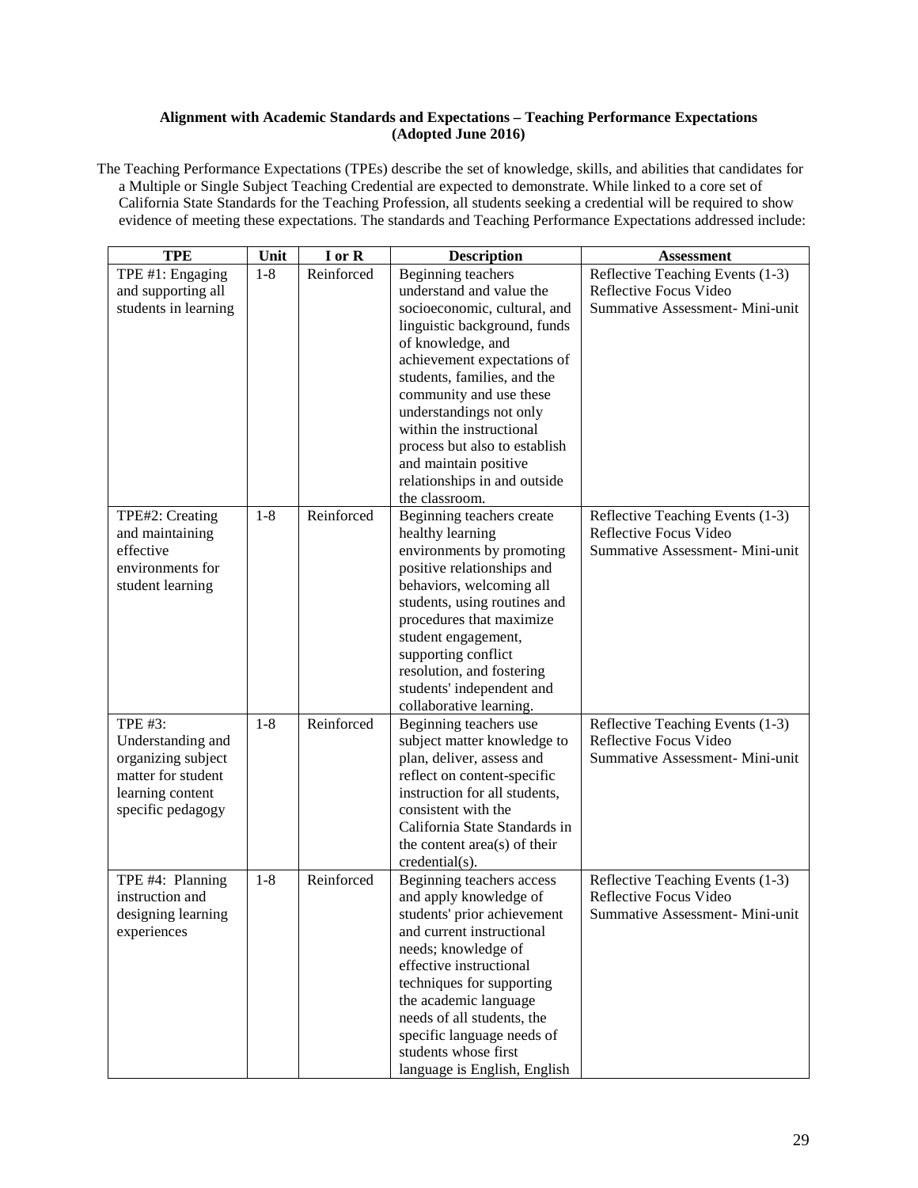**Alignment with Academic Standards and Expectations – Teaching Performance Expectations (Adopted June 2016)**

The Teaching Performance Expectations (TPEs) describe the set of knowledge, skills, and abilities that candidates for a Multiple or Single Subject Teaching Credential are expected to demonstrate. While linked to a core set of California State Standards for the Teaching Profession, all students seeking a credential will be required to show evidence of meeting these expectations. The standards and Teaching Performance Expectations addressed include:

| TPE | Unit | I or R | Description | Assessment |
|---|---|---|---|---|
| TPE #1: Engaging and supporting all students in learning | 1-8 | Reinforced | Beginning teachers understand and value the socioeconomic, cultural, and linguistic background, funds of knowledge, and achievement expectations of students, families, and the community and use these understandings not only within the instructional process but also to establish and maintain positive relationships in and outside the classroom. | Reflective Teaching Events (1-3)<br>Reflective Focus Video<br>Summative Assessment- Mini-unit |
| TPE#2: Creating and maintaining effective environments for student learning | 1-8 | Reinforced | Beginning teachers create healthy learning environments by promoting positive relationships and behaviors, welcoming all students, using routines and procedures that maximize student engagement, supporting conflict resolution, and fostering students' independent and collaborative learning. | Reflective Teaching Events (1-3)<br>Reflective Focus Video<br>Summative Assessment- Mini-unit |
| TPE #3: Understanding and organizing subject matter for student learning content specific pedagogy | 1-8 | Reinforced | Beginning teachers use subject matter knowledge to plan, deliver, assess and reflect on content-specific instruction for all students, consistent with the California State Standards in the content area(s) of their credential(s). | Reflective Teaching Events (1-3)<br>Reflective Focus Video<br>Summative Assessment- Mini-unit |
| TPE #4: Planning instruction and designing learning experiences | 1-8 | Reinforced | Beginning teachers access and apply knowledge of students' prior achievement and current instructional needs; knowledge of effective instructional techniques for supporting the academic language needs of all students, the specific language needs of students whose first language is English, English | Reflective Teaching Events (1-3)<br>Reflective Focus Video<br>Summative Assessment- Mini-unit |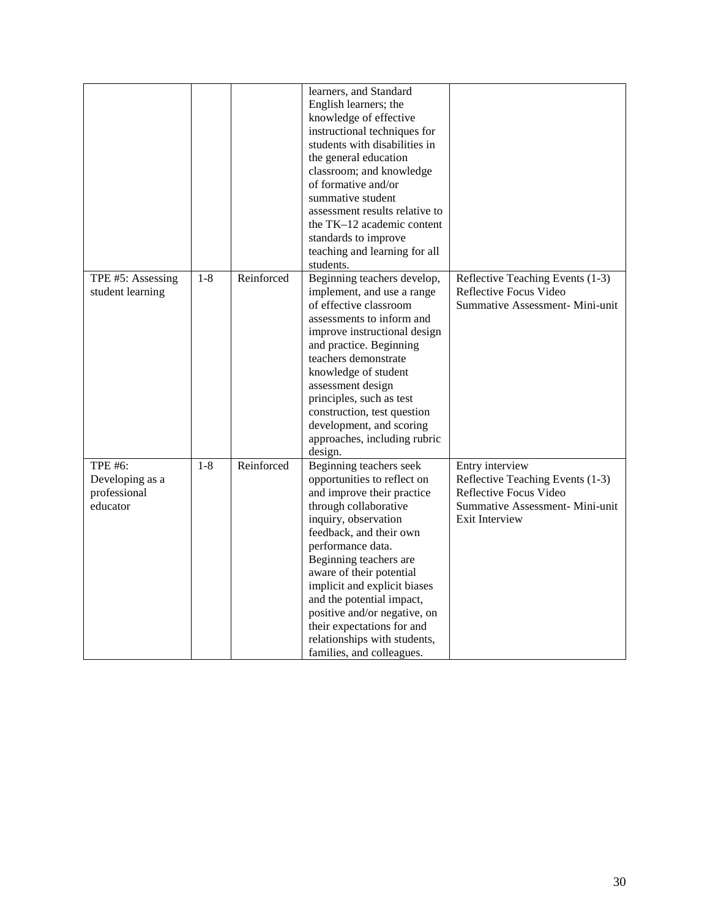| | | | | |
|---|---|---|---|---|
| | | | learners, and Standard English learners; the knowledge of effective instructional techniques for students with disabilities in the general education classroom; and knowledge of formative and/or summative student assessment results relative to the TK–12 academic content standards to improve teaching and learning for all students. | |
| TPE #5: Assessing student learning | 1-8 | Reinforced | Beginning teachers develop, implement, and use a range of effective classroom assessments to inform and improve instructional design and practice. Beginning teachers demonstrate knowledge of student assessment design principles, such as test construction, test question development, and scoring approaches, including rubric design. | Reflective Teaching Events (1-3)<br>Reflective Focus Video<br>Summative Assessment- Mini-unit |
| TPE #6: Developing as a professional educator | 1-8 | Reinforced | Beginning teachers seek opportunities to reflect on and improve their practice through collaborative inquiry, observation feedback, and their own performance data. Beginning teachers are aware of their potential implicit and explicit biases and the potential impact, positive and/or negative, on their expectations for and relationships with students, families, and colleagues. | Entry interview<br>Reflective Teaching Events (1-3)<br>Reflective Focus Video<br>Summative Assessment- Mini-unit<br>Exit Interview |